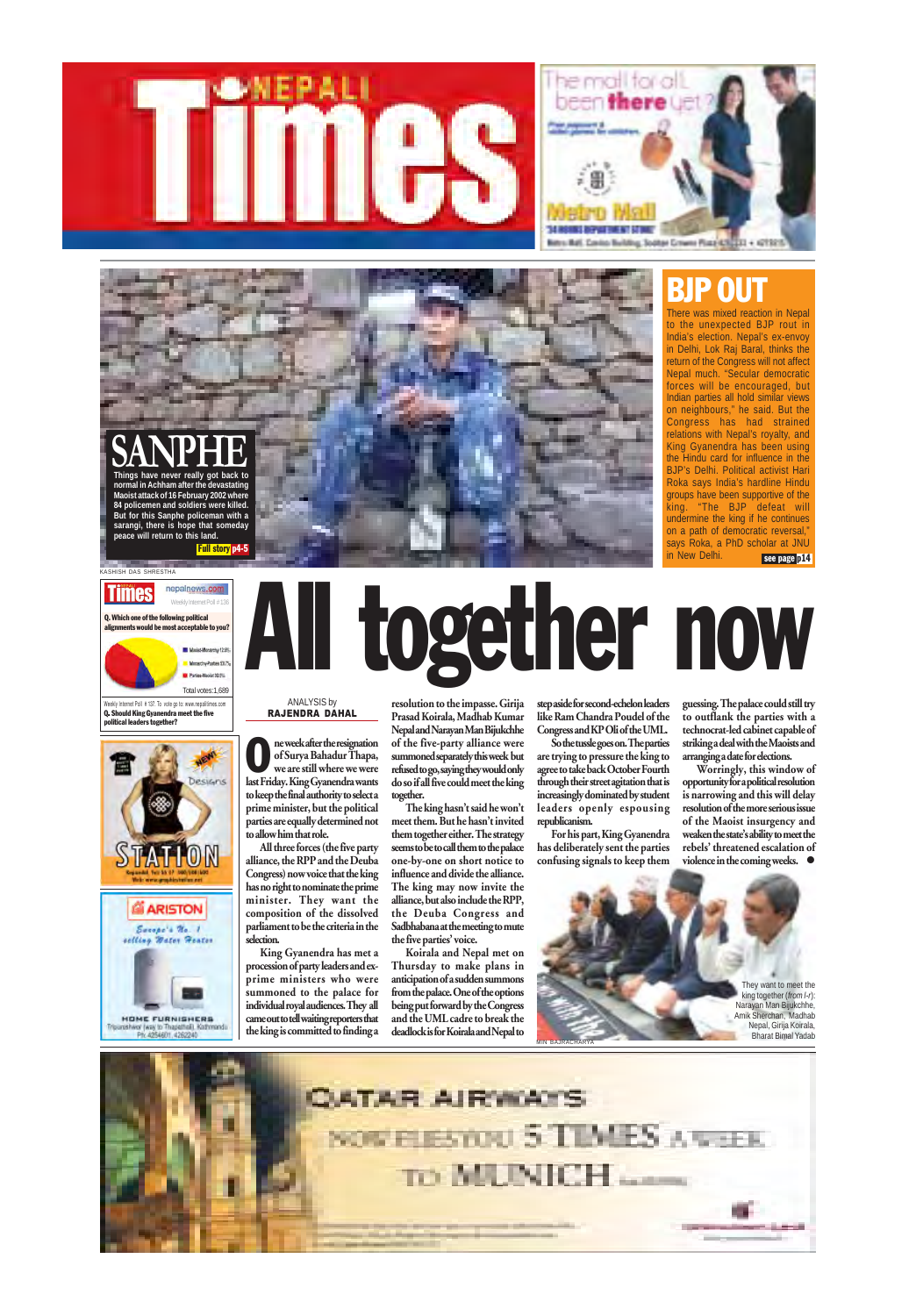# NEPALI Times

## SANPHE

Things have never really got back to normal in Achham after the devastating Maoist attack of 16 February 2002 where 84 policemen and soldiers were killed. But for this Sanphe policeman with a sarangi, there is hope that someday peace will return to this land.

**Full story p4-5**

KASHISH DAS SHRESTHA

## BJP OUT

There was mixed reaction in Nepal to the unexpected BJP rout in India's election. Nepal's ex-envoy in Delhi, Lok Raj Baral, thinks the return of the Congress will not affect Nepal much. "Secular democratic forces will be encouraged, but Indian parties all hold similar views on neighbours," he said. But the Congress has had strained relations with Nepal's royalty, and King Gyanendra has been using the Hindu card for influence in the BJP's Delhi. Political activist Hari Roka says India's hardline Hindu groups have been supportive of the king. "The BJP defeat will undermine the king if he continues on a path of democratic reversal," says Roka, a PhD scholar at JNU in New Delhi.

**see page p14**

---

**Weekly Internet Poll # 136**

**Q. Which one of the following political alignments would be most acceptable to you?**

- Maoist-Monarchy 12.8%
- Monarchy-Parties 33.7%
- Parties-Maoist 53.5%

Total votes: 1,689

Weekly Internet Poll # 137. To vote go to: www.nepalitimes.com

**Q. Should King Gyanendra meet the five political leaders together?**

---

# All together now

ANALYSIS by
**RAJENDRA DAHAL**

One week after the resignation of Surya Bahadur Thapa, we are still where we were last Friday. King Gyanendra wants to keep the final authority to select a prime minister, but the political parties are equally determined not to allow him that role.

All three forces (the five party alliance, the RPP and the Deuba Congress) now voice that the king has no right to nominate the prime minister. They want the composition of the dissolved parliament to be the criteria in the selection.

King Gyanendra has met a procession of party leaders and ex-prime ministers who were summoned to the palace for individual royal audiences. They all came out to tell waiting reporters that the king is committed to finding a resolution to the impasse. Girija Prasad Koirala, Madhab Kumar Nepal and Narayan Man Bijukchhe were summoned separately this week but refused to go, saying they would only do so if all five could meet the king together.

The king hasn't said he won't meet them. But he hasn't invited them together either. The strategy seems to be to call them to the palace one-by-one on short notice to influence and divide the alliance. The king may now invite the alliance, but also include the RPP, the Deuba Congress and Sadbhabana at the meeting to mute the five parties' voice.

Koirala and Nepal met on Thursday to make plans in anticipation of a sudden summons from the palace. One of the options being put forward by the Congress and the UML cadre to break the deadlock is for Koirala and Nepal to step aside for second-echelon leaders like Ram Chandra Poudel of the Congress and KP Oli of the UML.

So the tussle goes on. The parties are trying to pressure the king to agree to take back October Fourth through their street agitation that is increasingly dominated by student leaders openly espousing republicanism.

For his part, King Gyanendra has deliberately sent the parties confusing signals to keep them guessing. The palace could still try to outflank the parties with a technocrat-led cabinet capable of striking a deal with the Maoists and arranging a date for elections.

Worringly, this window of opportunity for a political resolution is narrowing and this will delay resolution of the more serious issue of the Maoist insurgency and weaken the state's ability to meet the rebels' threatened escalation of violence in the coming weeks. ●

They want to meet the king together (*from l-r*): Narayan Man Bijukchhe, Amik Sherchan, Madhab Nepal, Girija Koirala, Bharat Bimal Yadab

MIN BAJRACHARYA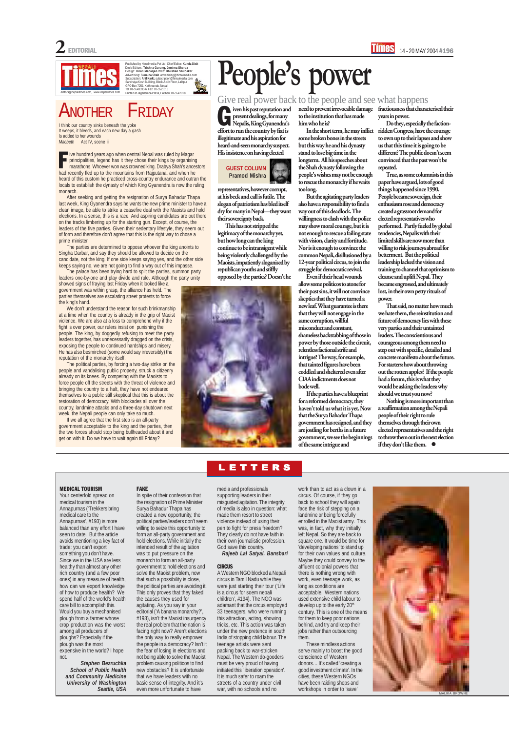Published by Himalmedia Pvt Ltd, Chief Editor: **Kunda Dixit**
Desk Editors: **Trishna Gurung, Jemima Sherpa**
Design: **Kiran Maharjan** Web: **Bhushan Shilpakar**
Advertising: **Sunaina Shah** advertising@himalmedia.com
Subscription: **Anil Karki,** subscription@himalmedia.com
Sanchaya Kosh Building, Block A-4th Floor, Lalitpur
GPO Box 7251, Kathmandu, Nepal
Tel: 01-5543333-6, Fax: 01-5521013
Printed at Jagadamba Press, Hatiban: 01-5547018

editors@nepalitimes.com, www.nepalitimes.com

# ANOTHER FRIDAY

*I think our country sinks beneath the yoke*
*It weeps, it bleeds, and each new day a gash*
*Is added to her wounds*
*Macbeth* Act IV, scene iii

Five hundred years ago when central Nepal was ruled by Magar principalities, legend has it they chose their kings by organising marathons. Whoever won was crowned king. Drabya Shah's ancestors had recently fled up to the mountains from Rajputana, and when he heard of this custom he practiced cross-country endurance and outran the locals to establish the dynasty of which King Gyanendra is now the ruling monarch.

After seeking and getting the resignation of Surya Bahadur Thapa last week, King Gyanendra says he wants the new prime minister to have a clean image, be able to strike a ceasefire deal with the Maoists and hold elections. In a sense, this is a race. And aspiring candidates are out there on the tracks limbering up for the starting gun. Except, of course, the leaders of the five parties. Given their sedentary lifestyle, they seem out of form and therefore don't agree that this is the right way to chose a prime minister.

The parties are determined to oppose whoever the king anoints to Singha Darbar, and say they should be allowed to decide on the candidate, not the king. If one side keeps saying yes, and the other side keeps saying no, we are not going to find a way out of this impasse.

The palace has been trying hard to split the parties, summon party leaders one-by-one and play divide and rule. Although the party unity showed signs of fraying last Friday when it looked like a government was within grasp, the alliance has held. The parties themselves are escalating street protests to force the king's hand.

We don't understand the reason for such brinkmanship at a time when the country is already in the grip of Maoist violence. We are also at a loss to comprehend why if the fight is over power, our rulers insist on punishing the people. The king, by doggedly refusing to meet the party leaders together, has unnecessarily dragged on the crisis, exposing the people to continued hardships and misery. He has also besmirched (some would say irreversibly) the reputation of the monarchy itself.

The political parties, by forcing a two-day strike on the people and vandalising public property, struck a citizenry already on its knees. By competing with the Maoists to force people off the streets with the threat of violence and bringing the country to a halt, they have not endeared themselves to a public still skeptical that this is about the restoration of democracy. With blockades all over the country, landmine attacks and a three-day shutdown next week, the Nepali people can only take so much.

If we all agree that the first step is an all-party government acceptable to the king and the parties, then the two forces should stop being bullheaded about it and get on with it. Do we have to wait again till Friday?

# People's power

## Give real power back to the people and see what happens

GUEST COLUMN
**Pramod Mishra**

Given his past reputation and present dealings, for many Nepalis, King Gyanendra's effort to run the country by fiat is illegitimate and his aspiration for heard-and-seen monarchy suspect. His insistence on having elected representatives, however corrupt, at his beck and call is futile. The slogan of patriotism has bled itself dry for many in Nepal—they want their sovereignty back.

This has not stripped the legitimacy of the monarchy yet, but how long can the king continue to be intransigent while being violently challenged by the Maoists, impatiently sloganised by republican youths and stiffly opposed by the parties? Doesn't the need to prevent irrevocable damage to the institution that has made him who he is?

In the short term, he may inflict some broken bones in the streets but this way he and his dynasty stand to lose big time in the longterm. All his speeches about the Shah dynasty following the people's wishes may not be enough to rescue the monarchy if he waits too long.

But the agitating party leaders also have a responsibility to find a way out of this deadlock. The willingness to clash with the police may show moral courage, but it is not enough to rescue a failing state with vision, clarity and fortitude. Nor is it enough to convince the common Nepali, disillusioned by a 12-year political circus, to join the struggle for democratic revival.

Even if their head wounds allow some politicos to atone for their past sins, it will not convince skeptics that they have turned a new leaf. What guarantee is there that they will not engage in the same corruption, willful misconduct and constant, shameless backstabbing of those in power by those outside the circuit, relentless factional strife and intrigue? The way, for example, that tainted figures have been coddled and sheltered even after CIAA indictments does not bode well.

If the parties have a blueprint for a reformed democracy, they haven't told us what it is yet. Now that the Surya Bahadur Thapa government has resigned, and they are jostling for berths in a future government, we see the beginnings of the same intrigue and fractiousness that characterised their years in power.

Do they, especially the faction-ridden Congress, have the courage to own up to their lapses and show us that this time it is going to be different? The public doesn't seem convinced that the past won't be repeated.

True, as some columnists in this paper have argued, lots of good things happened since 1990. People became sovereign, their enthusiasm rose and democracy created a grassroot demand for elected representatives who performed. Partly fueled by global tendencies, Nepalis with their limited skills are now more than willing to risk journeys abroad for betterment. But the political leadership lacked the vision and training to channel that optimism to cleanse and uplift Nepal. They became engrossed, and ultimately lost, in their own petty rituals of power.

That said, no matter how much we hate them, the reinstitution and future of democracy lies with these very parties and their untainted leaders. The conscientious and courageous among them need to step out with specific, detailed and concrete manifesto about the future. For starters: how about throwing out the rotten apples? If the people had a forum, this is what they would be asking the leaders: why should we trust you now?

Nothing is more important than a reaffirmation among the Nepali people of their right to rule themselves through their own elected representatives and the right to throw them out in the next election if they don't like them. ●

# LETTERS

### MEDICAL TOURISM

Your centerfold spread on medical tourism in the Annapurnas ('Trekkers bring medical care to the Annapurnas', #193) is more balanced than any effort I have seen to date. But the article avoids mentioning a key fact of trade: you can't export something you don't have. Since we in the USA are less healthy than almost any other rich country (and a few poor ones) in any measure of health, how can we export knowledge of how to produce health? We spend half of the world's health care bill to accomplish this. Would you buy a mechanised plough from a farmer whose crop production was the worst among all producers of ploughs? Especially if the plough was the most expensive in the world? I hope not.

***Stephen Bezruchka***
***School of Public Health and Community Medicine***
***University of Washington***
***Seattle, USA***

### FAKE

In spite of their confession that the resignation of Prime Minister Surya Bahadur Thapa has created a new opportunity, the political parties/leaders don't seem willing to seize this opportunity to form an all-party government and hold elections. While initially the intended result of the agitation was to put pressure on the monarch to form an all-party government to hold elections and solve the Maoist problem, now that such a possibility is close, the political parties are avoiding it. This only proves that they faked the causes they used for agitating. As you say in your editorial ('A banana monarchy?', #193), isn't the Maoist insurgency the real problem that the nation is facing right now? Aren't elections the only way to really empower the people in a democracy? Isn't it the fear of losing in elections and not being able to solve the Maoist problem causing politicos to find new obstacles? It is unfortunate that we have leaders with no basic sense of integrity. And it's even more unfortunate to have media and professionals supporting leaders in their misguided agitation. The integrity of media is also in question: what made them resort to street violence instead of using their pen to fight for press freedom? They clearly do not have faith in their own journalistic profession. God save this country.

***Rajeeb Lal Satyal, Bansbari***

### CIRCUS

A Western NGO blocked a Nepali circus in Tamil Nadu while they were just starting their tour ('Life is a circus for soem nepali children', #194). The NGO was adamant that the circus employed 33 teenagers, who were running this attraction, acting, showing tricks, etc. This action was taken under the new pretence in south India of stopping child labour. The teenage artists were sent packing back to war-stricken Nepal. The Western do-gooders must be very proud of having initiated this 'liberation operation'. It is much safer to roam the streets of a country under civil war, with no schools and no work than to act as a clown in a circus. Of course, if they go back to school they will again face the risk of stepping on a landmine or being forcefully enrolled in the Maoist army. This was, in fact, why they initially left Nepal. So they are back to square one. It would be time for 'developing nations' to stand up for their own values and culture. Maybe they could convey to the affluent colonial powers that there is nothing wrong with work, even teenage work, as long as conditions are acceptable. Western nations used extensive child labour to develop up to the early 20th century. This is one of the means for them to keep poor nations behind, and try and keep their jobs rather than outsourcing them.

These mindless actions serve mainly to boost the good conscience of Western donors... It's called 'creating a good investment climate'. In the cities, these Western NGOs have been raiding shops and workshops in order to 'save'

MALIKA BROWNE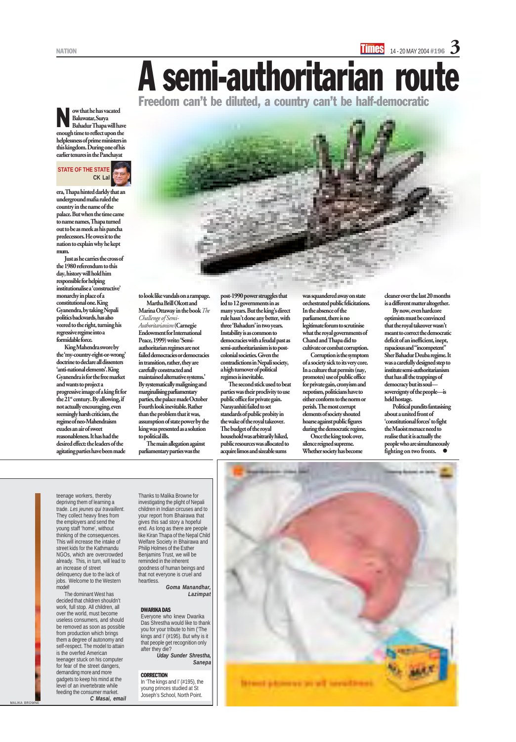# A semi-authoritarian route

## Freedom can't be diluted, a country can't be half-democratic

STATE OF THE STATE
CK Lal

Now that he has vacated Baluwatar, Surya Bahadur Thapa will have enough time to reflect upon the helplessness of prime ministers in this kingdom. During one of his earlier tenures in the Panchayat era, Thapa hinted darkly that an underground mafia ruled the country in the name of the palace. But when the time came to name names, Thapa turned out to be as meek as his pancha predecessors. He owes it to the nation to explain why he kept mum.

Just as he carries the cross of the 1980 referendum to this day, history will hold him responsible for helping institutionalise a 'constructive' monarchy in place of a constitutional one. King Gyanendra, by taking Nepali politics backwards, has also veered to the right, turning his regressive regime into a formidable force.

King Mahendra swore by the 'my-country-right-or-wrong' doctrine to declare all dissenters 'anti-national elements'. King Gyanendra is for the free market and wants to project a progressive image of a king fit for the 21st century. By allowing, if not actually encouraging, even seemingly harsh criticism, the regime of neo-Mahendraism exudes an air of sweet reasonableness. It has had the desired effect: the leaders of the agitating parties have been made to look like vandals on a rampage.

Martha Brill Olcott and Marina Ottaway in the book *The Challenge of Semi-Authoritarianism* (Carnegie Endowment for International Peace, 1999) write: 'Semi-authoritarian regimes are not failed democracies or democracies in transition, rather, they are carefully constructed and maintained alternative systems.' By systematically maligning and marginalising parliamentary parties, the palace made October Fourth look inevitable. Rather than the problem that it was, assumption of state power by the king was presented as a solution to political ills.

The main allegation against parliamentary parties was the post-1990 power struggles that led to 12 governments in as many years. But the king's direct rule hasn't done any better, with three 'Bahadurs' in two years. Instability is as common to democracies with a feudal past as semi-authoritarianism is to post-colonial societies. Given the contradictions in Nepali society, a high turnover of political regimes is inevitable.

The second stick used to beat parties was their proclivity to use public office for private gain. Narayanhiti failed to set standards of public probity in the wake of the royal takeover. The budget of the royal household was arbitrarily hiked, public resources was allocated to acquire limos and sizeable sums was squandered away on state orchestrated public felicitations. In the absence of the parliament, there is no legitimate forum to scrutinise what the royal governments of Chand and Thapa did to cultivate or combat corruption.

Corruption is the symptom of a society sick to its very core. In a culture that permits (nay, promotes) use of public office for private gain, cronyism and nepotism, politicians have to either conform to the norm or perish. The most corrupt elements of society shouted hoarse against public figures during the democratic regime. Once the king took over, silence reigned supreme. Whether society has become cleaner over the last 20 months is a different matter altogether.

By now, even hardcore optimists must be convinced that the royal takeover wasn't meant to correct the democratic deficit of an inefficient, inept, rapacious and "incompetent" Sher Bahadur Deuba regime. It was a carefully designed step to institute semi-authoritarianism that has all the trappings of democracy but its soul—sovereignty of the people—is held hostage.

Political pundits fantasising about a united front of 'constitutional forces' to fight the Maoist menace need to realise that it is actually the people who are simultaneously fighting on two fronts. ●

---

teenage workers, thereby depriving them of learning a trade. *Les jeunes qui travaillent.* They collect heavy fines from the employers and send the young staff 'home', without thinking of the consequences. This will increase the intake of street kids for the Kathmandu NGOs, which are overcrowded already. This, in turn, will lead to an increase of street delinquency due to the lack of jobs. Welcome to the Western model!

The dominant West has decided that children shouldn't work, full stop. All children, all over the world, must become useless consumers, and should be removed as soon as possible from production which brings them a degree of autonomy and self-respect. The model to attain is the overfed American teenager stuck on his computer for fear of the street dangers, demanding more and more gadgets to keep his mind at the level of an invertebrate while feeding the consumer market.

***C Masai, email***

MALIKA BROWNE

Thanks to Malika Browne for investigating the plight of Nepali children in Indian circuses and to your report from Bhairawa that gives this sad story a hopeful end. As long as there are people like Kiran Thapa of the Nepal Child Welfare Society in Bhairawa and Philip Holmes of the Esther Benjamins Trust, we will be reminded in the inherent goodness of human beings and that not everyone is cruel and heartless.

***Goma Manandhar, Lazimpat***

**DWARIKA DAS**

Everyone who knew Dwarika Das Shrestha would like to thank you for your tribute to him ('The kings and I' (#195). But why is it that people get recognition only after they die?

***Uday Sunder Shrestha, Sanepa***

**CORRECTION**

In 'The king and I' (#195), the young princes studied at St Joseph's School, North Point.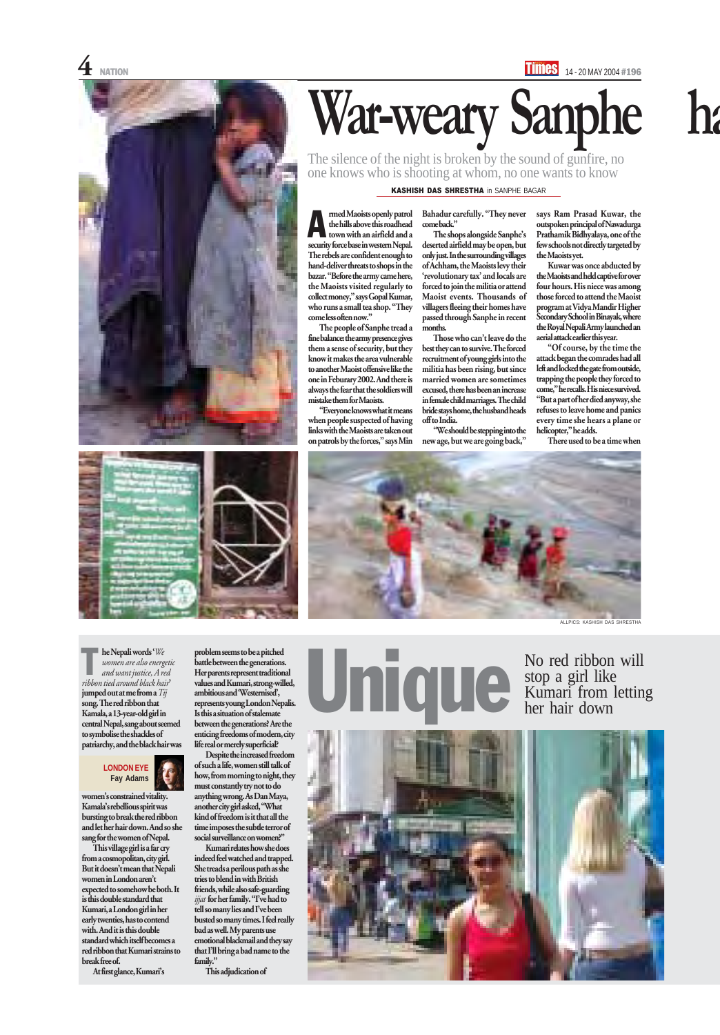# War-weary Sanphe

The silence of the night is broken by the sound of gunfire, no one knows who is shooting at whom, no one wants to know

**KASHISH DAS SHRESTHA** in SANPHE BAGAR

Armed Maoists openly patrol the hills above this roadhead town with an airfield and a security force base in western Nepal. The rebels are confident enough to hand-deliver threats to shops in the bazar. "Before the army came here, the Maoists visited regularly to collect money," says Gopal Kumar, who runs a small tea shop. "They come less often now."

The people of Sanphe tread a fine balance: the army presence gives them a sense of security, but they know it makes the area vulnerable to another Maoist offensive like the one in Feburary 2002. And there is always the fear that the soldiers will mistake them for Maoists.

"Everyone knows what it means when people suspected of having links with the Maoists are taken out on patrols by the forces," says Min Bahadur carefully. "They never come back."

The shops alongside Sanphe's deserted airfield may be open, but only just. In the surrounding villages of Achham, the Maoists levy their 'revolutionary tax' and locals are forced to join the militia or attend Maoist events. Thousands of villagers fleeing their homes have passed through Sanphe in recent months.

Those who can't leave do the best they can to survive. The forced recruitment of young girls into the militia has been rising, but since married women are sometimes excused, there has been an increase in female child marriages. The child bride stays home, the husband heads off to India.

"We should be stepping into the new age, but we are going back," says Ram Prasad Kuwar, the outspoken principal of Nawadurga Prathamik Bidhyalaya, one of the few schools not directly targeted by the Maoists yet.

Kuwar was once abducted by the Maoists and held captive for over four hours. His niece was among those forced to attend the Maoist program at Vidya Mandir Higher Secondary School in Binayak, where the Royal Nepali Army launched an aerial attack earlier this year.

"Of course, by the time the attack began the comrades had all left and locked the gate from outside, trapping the people they forced to come," he recalls. His niece survived. "But a part of her died anyway, she refuses to leave home and panics every time she hears a plane or helicopter," he adds.

There used to be a time when

ALL PICS: KASHISH DAS SHRESTHA

# Unique

No red ribbon will stop a girl like Kumari from letting her hair down

**LONDON EYE**
Fay Adams

The Nepali words '*We women are also energetic and want justice, A red ribbon tied around black hair*' jumped out at me from a *Tij* song. The red ribbon that Kamala, a 13-year-old girl in central Nepal, sang about seemed to symbolise the shackles of patriarchy, and the black hair was women's constrained vitality. Kamala's rebellious spirit was bursting to break the red ribbon and let her hair down. And so she sang for the women of Nepal.

This village girl is a far cry from a cosmopolitan, city girl. But it doesn't mean that Nepali women in London aren't expected to somehow be both. It is this double standard that Kumari, a London girl in her early twenties, has to contend with. And it is this double standard which itself becomes a red ribbon that Kumari strains to break free of.

At first glance, Kumari's problem seems to be a pitched battle between the generations. Her parents represent traditional values and Kumari, strong-willed, ambitious and 'Westernised', represents young London Nepalis. Is this a situation of stalemate between the generations? Are the enticing freedoms of modern, city life real or merely superficial?

Despite the increased freedom of such a life, women still talk of how, from morning to night, they must constantly try not to do anything wrong. As Dan Maya, another city girl asked, "What kind of freedom is it that all the time imposes the subtle terror of social surveillance on women?"

Kumari relates how she does indeed feel watched and trapped. She treads a perilous path as she tries to blend in with British friends, while also safe-guarding *ijjat* for her family. "I've had to tell so many lies and I've been busted so many times. I feel really bad as well. My parents use emotional blackmail and they say that I'll bring a bad name to the family."

This adjudication of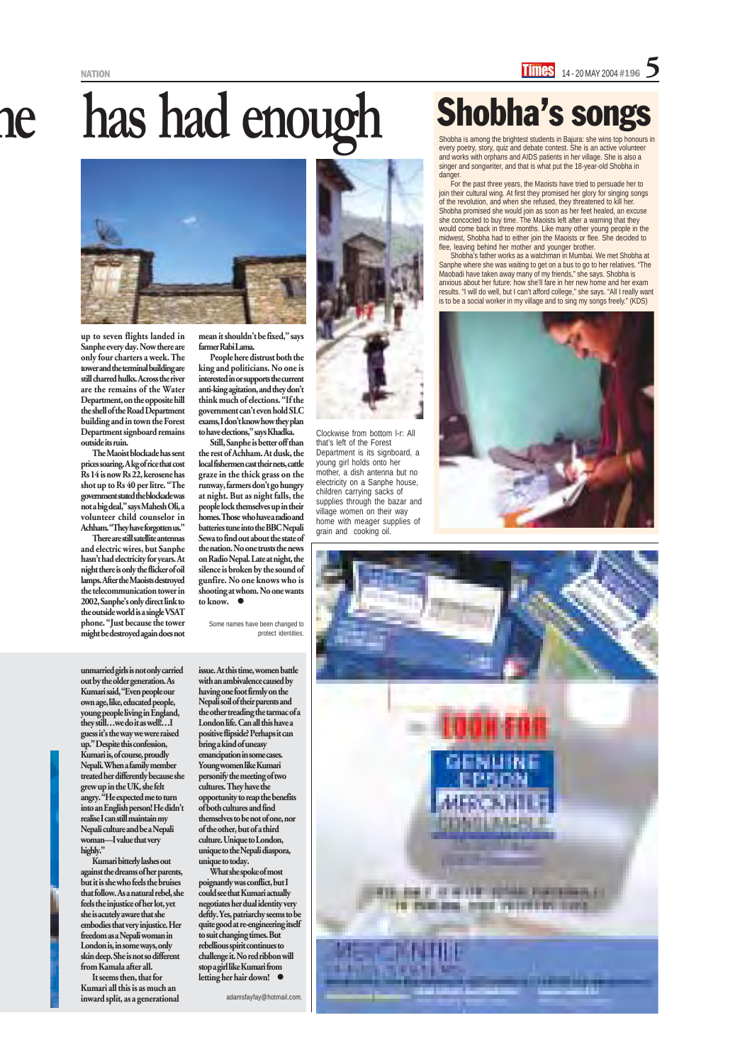# has had enough

up to seven flights landed in Sanphe every day. Now there are only four charters a week. The tower and the terminal building are still charred hulks. Across the river are the remains of the Water Department, on the opposite hill the shell of the Road Department building and in town the Forest Department signboard remains outside its ruin.

The Maoist blockade has sent prices soaring. A kg of rice that cost Rs 14 is now Rs 22, kerosene has shot up to Rs 40 per litre. "The government stated the blockade was not a big deal," says Mahesh Oli, a volunteer child counselor in Achham. "They have forgotten us."

There are still satellite antennas and electric wires, but Sanphe hasn't had electricity for years. At night there is only the flicker of oil lamps. After the Maoists destroyed the telecommunication tower in 2002, Sanphe's only direct link to the outside world is a single VSAT phone. "Just because the tower might be destroyed again does not mean it shouldn't be fixed," says farmer Rabi Lama.

People here distrust both the king and politicians. No one is interested in or supports the current anti-king agitation, and they don't think much of elections. "If the government can't even hold SLC exams, I don't know how they plan to have elections," says Khadka.

Still, Sanphe is better off than the rest of Achham. At dusk, the local fishermen cast their nets, cattle graze in the thick grass on the runway, farmers don't go hungry at night. But as night falls, the people lock themselves up in their homes. Those who have a radio and batteries tune into the BBC Nepali Sewa to find out about the state of the nation. No one trusts the news on Radio Nepal. Late at night, the silence is broken by the sound of gunfire. No one knows who is shooting at whom. No one wants to know. ●

Some names have been changed to protect identities.

Clockwise from bottom l-r: All that's left of the Forest Department is its signboard, a young girl holds onto her mother, a dish antenna but no electricity on a Sanphe house, children carrying sacks of supplies through the bazar and village women on their way home with meager supplies of grain and cooking oil.

## Shobha's songs

Shobha is among the brightest students in Bajura: she wins top honours in every poetry, story, quiz and debate contest. She is an active volunteer and works with orphans and AIDS patients in her village. She is also a singer and songwriter, and that is what put the 18-year-old Shobha in danger.

For the past three years, the Maoists have tried to persuade her to join their cultural wing. At first they promised her glory for singing songs of the revolution, and when she refused, they threatened to kill her. Shobha promised she would join as soon as her feet healed, an excuse she concocted to buy time. The Maoists left after a warning that they would come back in three months. Like many other young people in the midwest, Shobha had to either join the Maoists or flee. She decided to flee, leaving behind her mother and younger brother.

Shobha's father works as a watchman in Mumbai. We met Shobha at Sanphe where she was waiting to get on a bus to go to her relatives. "The Maobadi have taken away many of my friends," she says. Shobha is anxious about her future: how she'll fare in her new home and her exam results. "I will do well, but I can't afford college," she says. "All I really want is to be a social worker in my village and to sing my songs freely." (KDS)

---

unmarried girls is not only carried out by the older generation. As Kumari said, "Even people our own age, like, educated people, young people living in England, they still…we do it as well!…I guess it's the way we were raised up." Despite this confession, Kumari is, of course, proudly Nepali. When a family member treated her differently because she grew up in the UK, she felt angry. "He expected me to turn into an English person! He didn't realise I can still maintain my Nepali culture and be a Nepali woman—I value that very highly."

Kumari bitterly lashes out against the dreams of her parents, but it is she who feels the bruises that follow. As a natural rebel, she feels the injustice of her lot, yet she is acutely aware that she embodies that very injustice. Her freedom as a Nepali woman in London is, in some ways, only skin deep. She is not so different from Kamala after all.

It seems then, that for Kumari all this is as much an inward split, as a generational issue. At this time, women battle with an ambivalence caused by having one foot firmly on the Nepali soil of their parents and the other treading the tarmac of a London life. Can all this have a positive flipside? Perhaps it can bring a kind of uneasy emancipation in some cases. Young women like Kumari personify the meeting of two cultures. They have the opportunity to reap the benefits of both cultures and find themselves to be not of one, nor of the other, but of a third culture. Unique to London, unique to the Nepali diaspora, unique to today.

What she spoke of most poignantly was conflict, but I could see that Kumari actually negotiates her dual identity very deftly. Yes, patriarchy seems to be quite good at re-engineering itself to suit changing times. But rebellious spirit continues to challenge it. No red ribbon will stop a girl like Kumari from letting her hair down! ●

adamsfayfay@hotmail.com.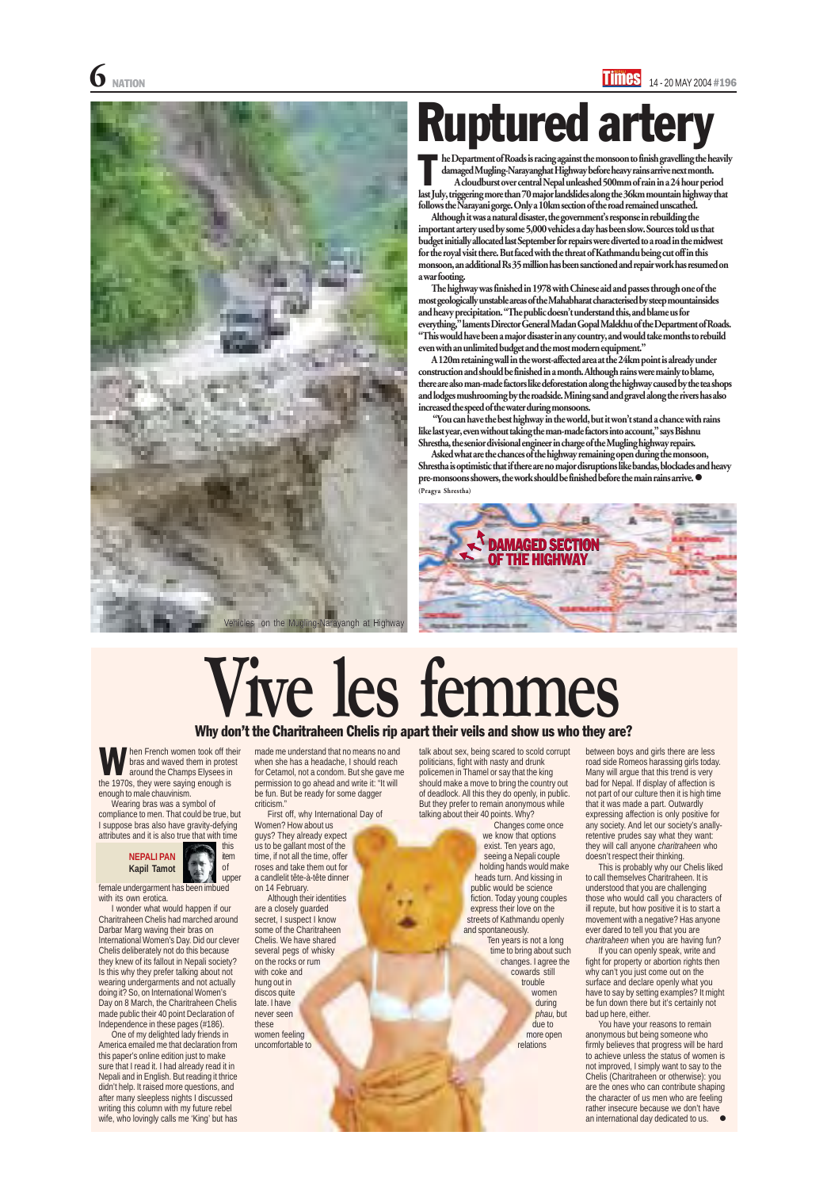# Ruptured artery

The Department of Roads is racing against the monsoon to finish gravelling the heavily damaged Mugling-Narayanghat Highway before heavy rains arrive next month.

A cloudburst over central Nepal unleashed 500mm of rain in a 24 hour period last July, triggering more than 70 major landslides along the 36km mountain highway that follows the Narayani gorge. Only a 10km section of the road remained unscathed.

Although it was a natural disaster, the government's response in rebuilding the important artery used by some 5,000 vehicles a day has been slow. Sources told us that budget initially allocated last September for repairs were diverted to a road in the midwest for the royal visit there. But faced with the threat of Kathmandu being cut off in this monsoon, an additional Rs 35 million has been sanctioned and repair work has resumed on a war footing.

The highway was finished in 1978 with Chinese aid and passes through one of the most geologically unstable areas of the Mahabharat characterised by steep mountainsides and heavy precipitation. "The public doesn't understand this, and blame us for everything," laments Director General Madan Gopal Malekhu of the Department of Roads. "This would have been a major disaster in any country, and would take months to rebuild even with an unlimited budget and the most modern equipment."

A 120m retaining wall in the worst-affected area at the 24km point is already under construction and should be finished in a month. Although rains were mainly to blame, there are also man-made factors like deforestation along the highway caused by the tea shops and lodges mushrooming by the roadside. Mining sand and gravel along the rivers has also increased the speed of the water during monsoons.

"You can have the best highway in the world, but it won't stand a chance with rains like last year, even without taking the man-made factors into account," says Bishnu Shrestha, the senior divisional engineer in charge of the Mugling highway repairs.

Asked what are the chances of the highway remaining open during the monsoon, Shrestha is optimistic that if there are no major disruptions like bandas, blockades and heavy pre-monsoons showers, the work should be finished before the main rains arrive. ●

(Pragya Shrestha)

Vehicles on the Mugling-Narayangh at Highway

DAMAGED SECTION OF THE HIGHWAY

# Vive les femmes

## Why don't the Charitraheen Chelis rip apart their veils and show us who they are?

NEPALI PAN
Kapil Tamot

When French women took off their bras and waved them in protest around the Champs Elysees in the 1970s, they were saying enough is enough to male chauvinism.

Wearing bras was a symbol of compliance to men. That could be true, but I suppose bras also have gravity-defying attributes and it is also true that with time this item of upper female undergarment has been imbued with its own erotica.

I wonder what would happen if our Charitraheen Chelis had marched around Darbar Marg waving their bras on International Women's Day. Did our clever Chelis deliberately not do this because they knew of its fallout in Nepali society? Is this why they prefer talking about not wearing undergarments and not actually doing it? So, on International Women's Day on 8 March, the Charitraheen Chelis made public their 40 point Declaration of Independence in these pages (#186).

One of my delighted lady friends in America emailed me that declaration from this paper's online edition just to make sure that I read it. I had already read it in Nepali and in English. But reading it thrice didn't help. It raised more questions, and after many sleepless nights I discussed writing this column with my future rebel wife, who lovingly calls me 'King' but has made me understand that no means no and when she has a headache, I should reach for Cetamol, not a condom. But she gave me permission to go ahead and write it: "It will be fun. But be ready for some dagger criticism."

First off, why International Day of Women? How about us guys? They already expect us to be gallant most of the time, if not all the time, offer roses and take them out for a candlelit tête-à-tête dinner on 14 February.

Although their identities are a closely guarded secret, I suspect I know some of the Charitraheen Chelis. We have shared several pegs of whisky on the rocks or rum with coke and hung out in discos quite late. I have never seen these women feeling uncomfortable to talk about sex, being scared to scold corrupt politicians, fight with nasty and drunk policemen in Thamel or say that the king should make a move to bring the country out of deadlock. All this they do openly, in public. But they prefer to remain anonymous while talking about their 40 points. Why?

Changes come once we know that options exist. Ten years ago, seeing a Nepali couple holding hands would make heads turn. And kissing in public would be science fiction. Today young couples express their love on the streets of Kathmandu openly and spontaneously.

Ten years is not a long time to bring about such changes. I agree the cowards still trouble women during *phau*, but due to more open relations between boys and girls there are less road side Romeos harassing girls today. Many will argue that this trend is very bad for Nepal. If display of affection is not part of our culture then it is high time that it was made a part. Outwardly expressing affection is only positive for any society. And let our society's anally-retentive prudes say what they want: they will call anyone *charitraheen* who doesn't respect their thinking.

This is probably why our Chelis liked to call themselves Charitraheen. It is understood that you are challenging those who would call you characters of ill repute, but how positive it is to start a movement with a negative? Has anyone ever dared to tell you that you are *charitraheen* when you are having fun?

If you can openly speak, write and fight for property or abortion rights then why can't you just come out on the surface and declare openly what you have to say to by setting examples? It might be fun down there but it's certainly not bad up here, either.

You have your reasons to remain anonymous but being someone who firmly believes that progress will be hard to achieve unless the status of women is not improved, I simply want to say to the Chelis (Charitraheen or otherwise): you are the ones who can contribute shaping the character of us men who are feeling rather insecure because we don't have an international day dedicated to us. ●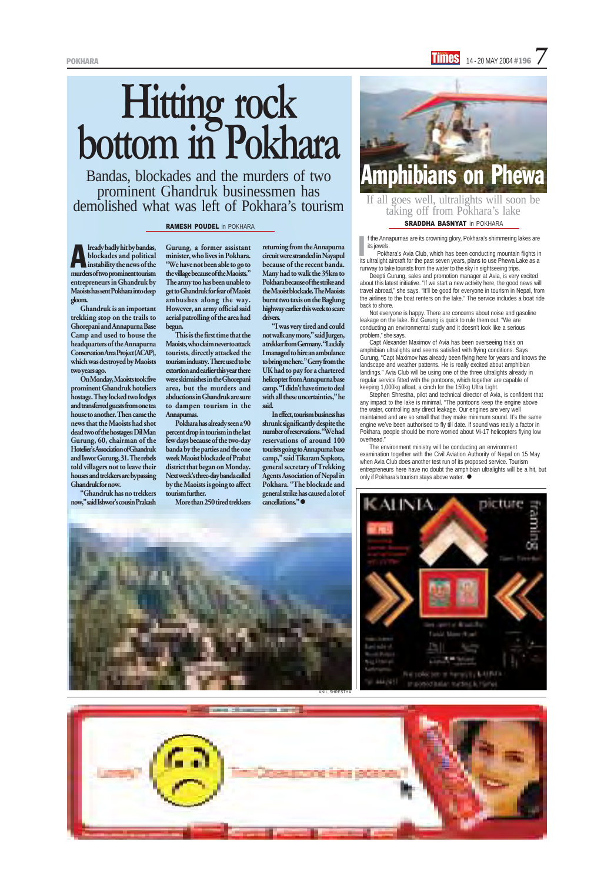# Hitting rock bottom in Pokhara

Bandas, blockades and the murders of two prominent Ghandruk businessmen has demolished what was left of Pokhara's tourism

**RAMESH POUDEL** in POKHARA

**Already badly hit by bandas, blockades and political instability the news of the murders of two prominent tourism entrepreneurs in Ghandruk by Maoists has sent Pokhara into deep gloom.**

**Ghandruk is an important trekking stop on the trails to Ghorepani and Annapurna Base Camp and used to house the headquarters of the Annapurna Conservation Area Project (ACAP), which was destroyed by Maoists two years ago.**

**On Monday, Maoists took five prominent Ghandruk hoteliers hostage. They locked two lodges and transferred guests from one tea house to another. Then came the news that the Maoists had shot dead two of the hostages: Dil Man Gurung, 60, chairman of the Hotelier's Association of Ghandruk and Iswor Gurung, 31. The rebels told villagers not to leave their houses and trekkers are bypassing Ghandruk for now.**

**"Ghandruk has no trekkers now," said Ishwor's cousin Prakash Gurung, a former assistant minister, who lives in Pokhara. "We have not been able to go to the village because of the Maoists." The army too has been unable to get to Ghandruk for fear of Maoist ambushes along the way. However, an army official said aerial patrolling of the area had begun.**

**This is the first time that the Maoists, who claim never to attack tourists, directly attacked the tourism industry. There used to be extortion and earlier this year there were skirmishes in the Ghorepani area, but the murders and abductions in Ghandruk are sure to dampen tourism in the Annapurnas.**

**Pokhara has already seen a 90 percent drop in tourism in the last few days because of the two-day banda by the parties and the one week Maoist blockade of Prabat district that began on Monday. Next week's three-day banda called by the Maoists is going to affect tourism further.**

**More than 250 tired trekkers returning from the Annapurna circuit were stranded in Nayapul because of the recent banda. Many had to walk the 35km to Pokhara because of the strike and the Maoist blockade. The Maoists burnt two taxis on the Baglung highway earlier this week to scare drivers.**

**"I was very tired and could not walk any more," said Jurgen, a trekker from Germany. "Luckily I managed to hire an ambulance to bring me here." Gerry from the UK had to pay for a chartered helicopter from Annapurna base camp. "I didn't have time to deal with all these uncertainties," he said.**

**In effect, tourism business has shrunk significantly despite the number of reservations. "We had reservations of around 100 tourists going to Annapurna base camp," said Tikaram Sapkota, general secretary of Trekking Agents Association of Nepal in Pokhara. "The blockade and general strike has caused a lot of cancellations." ●**

ANIL SHRESTHA

# Amphibians on Phewa

If all goes well, ultralights will soon be taking off from Pokhara's lake

**SRADDHA BASNYAT** in POKHARA

If the Annapurnas are its crowning glory, Pokhara's shimmering lakes are its jewels.

Pokhara's Avia Club, which has been conducting mountain flights in its ultralight aircraft for the past seven years, plans to use Phewa Lake as a runway to take tourists from the water to the sky in sightseeing trips.

Deepti Gurung, sales and promotion manager at Avia, is very excited about this latest initiative. "If we start a new activity here, the good news will travel abroad," she says. "It'll be good for everyone in tourism in Nepal, from the airlines to the boat renters on the lake." The service includes a boat ride back to shore.

Not everyone is happy. There are concerns about noise and gasoline leakage on the lake. But Gurung is quick to rule them out: "We are conducting an environmental study and it doesn't look like a serious problem," she says.

Capt Alexander Maximov of Avia has been overseeing trials on amphibian ultralights and seems satisfied with flying conditions. Says Gurung, "Capt Maximov has already been flying here for years and knows the landscape and weather patterns. He is really excited about amphibian landings." Avia Club will be using one of the three ultralights already in regular service fitted with the pontoons, which together are capable of keeping 1,000kg afloat, a cinch for the 150kg Ultra Light.

Stephen Shrestha, pilot and technical director of Avia, is confident that any impact to the lake is minimal. "The pontoons keep the engine above the water, controlling any direct leakage. Our engines are very well maintained and are so small that they make minimum sound. It's the same engine we've been authorised to fly till date. If sound was really a factor in Pokhara, people should be more worried about Mi-17 helicopters flying low overhead."

The environment ministry will be conducting an environment examination together with the Civil Aviation Authority of Nepal on 15 May when Avia Club does another test run of its proposed service. Tourism entrepreneurs here have no doubt the amphibian ultralights will be a hit, but only if Pokhara's tourism stays above water. ●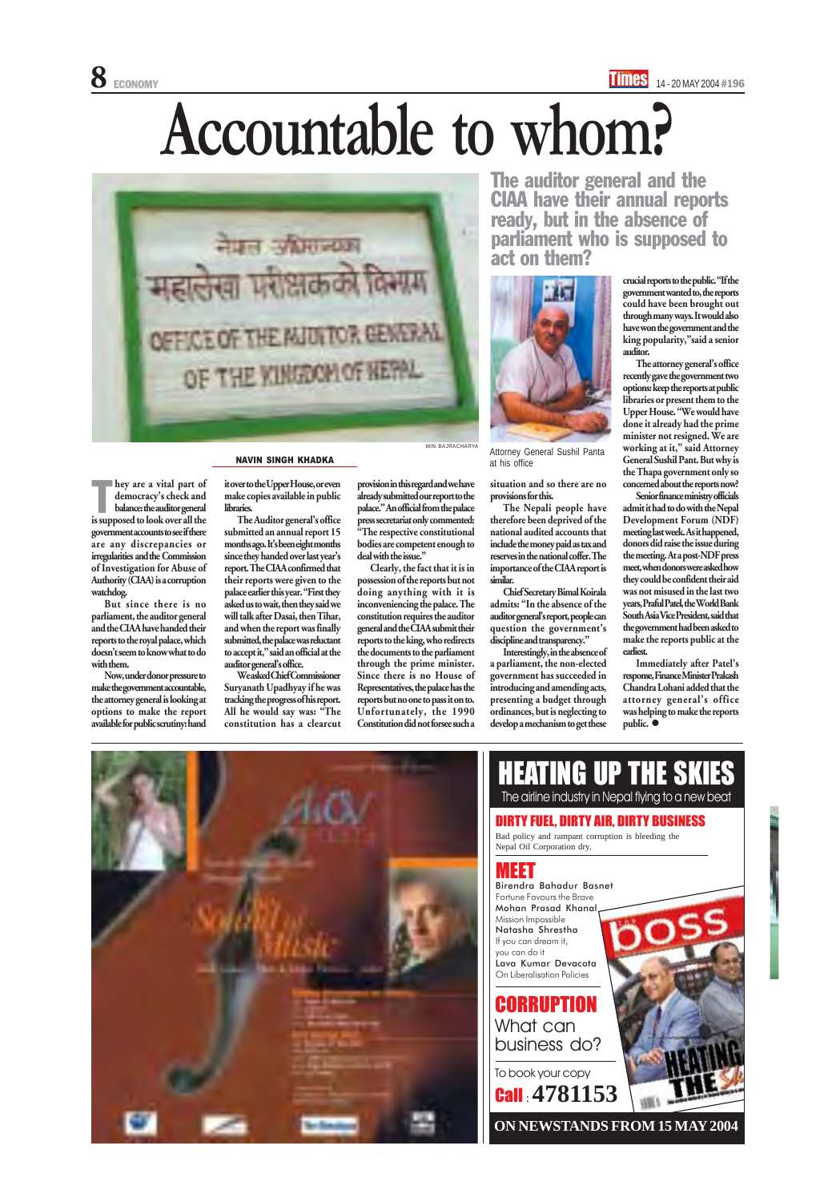# Accountable to whom?

## The auditor general and the CIAA have their annual reports ready, but in the absence of parliament who is supposed to act on them?

MIN BAJRACHARYA

Attorney General Sushil Panta at his office

NAVIN SINGH KHADKA

**They are a vital part of democracy's check and balance: the auditor general is supposed to look over all the government accounts to see if there are any discrepancies or irregularities and the Commission of Investigation for Abuse of Authority (CIAA) is a corruption watchdog.**

**But since there is no parliament, the auditor general and the CIAA have handed their reports to the royal palace, which doesn't seem to know what to do with them.**

**Now, under donor pressure to make the government accountable, the attorney general is looking at options to make the report available for public scrutiny: hand it over to the Upper House, or even make copies available in public libraries.**

The Auditor general's office submitted an annual report 15 months ago. It's been eight months since they handed over last year's report. The CIAA confirmed that their reports were given to the palace earlier this year. "First they asked us to wait, then they said we will talk after Dasai, then Tihar, and when the report was finally submitted, the palace was reluctant to accept it," said an official at the auditor general's office.

We asked Chief Commissioner Suryanath Upadhyay if he was tracking the progress of his report. All he would say was: "The constitution has a clearcut provision in this regard and we have already submitted our report to the palace." An official from the palace press secretariat only commented: "The respective constitutional bodies are competent enough to deal with the issue."

Clearly, the fact that it is in possession of the reports but not doing anything with it is inconveniencing the palace. The constitution requires the auditor general and the CIAA submit their reports to the king, who redirects the documents to the parliament through the prime minister. Since there is no House of Representatives, the palace has the reports but no one to pass it on to. Unfortunately, the 1990 Constitution did not forsee such a situation and so there are no provisions for this.

The Nepali people have therefore been deprived of the national audited accounts that include the money paid as tax and reserves in the national coffer. The importance of the CIAA report is similar.

Chief Secretary Bimal Koirala admits: "In the absence of the auditor general's report, people can question the government's discipline and transparency."

Interestingly, in the absence of a parliament, the non-elected government has succeeded in introducing and amending acts, presenting a budget through ordinances, but is neglecting to develop a mechanism to get these crucial reports to the public. "If the government wanted to, the reports could have been brought out through many ways. It would also have won the government and the king popularity," said a senior auditor.

The attorney general's office recently gave the government two options: keep the reports at public libraries or present them to the Upper House. "We would have done it already had the prime minister not resigned. We are working at it," said Attorney General Sushil Pant. But why is the Thapa government only so concerned about the reports now?

Senior finance ministry officials admit it had to do with the Nepal Development Forum (NDF) meeting last week. As it happened, donors did raise the issue during the meeting. At a post-NDF press meet, when donors were asked how they could be confident their aid was not misused in the last two years, Praful Patel, the World Bank South Asia Vice President, said that the government had been asked to make the reports public at the earliest.

Immediately after Patel's response, Finance Minister Prakash Chandra Lohani added that the attorney general's office was helping to make the reports public. ●

---

# HEATING UP THE SKIES

The airline industry in Nepal flying to a new beat

## DIRTY FUEL, DIRTY AIR, DIRTY BUSINESS

Bad policy and rampant corruption is bleeding the Nepal Oil Corporation dry.

## MEET

Birendra Bahadur Basnet
Fortune Favours the Brave

Mohan Prasad Khanal
Mission Impossible

Natasha Shrestha
If you can dream it, you can do it

Lava Kumar Devacota
On Liberalisation Policies

## CORRUPTION

What can business do?

To book your copy

**Call : 4781153**

**ON NEWSTANDS FROM 15 MAY 2004**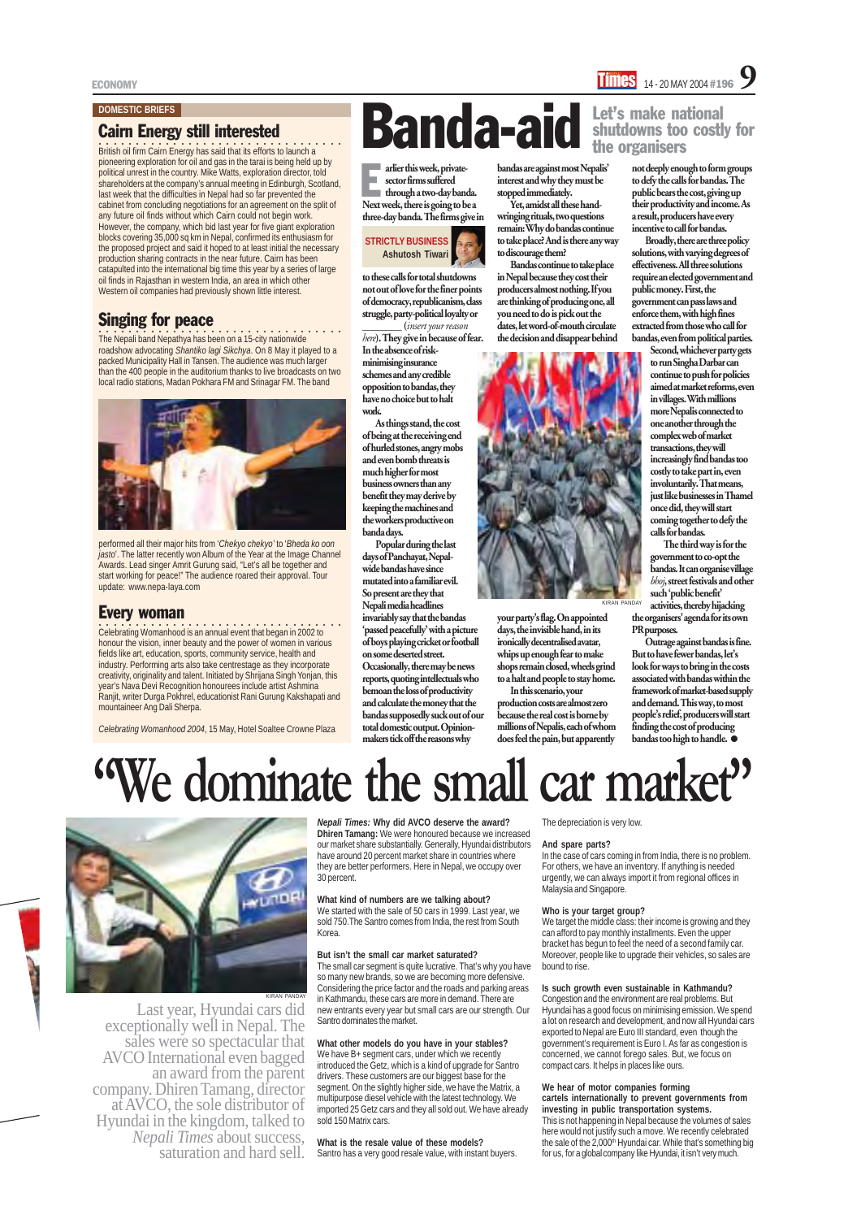## DOMESTIC BRIEFS

### Cairn Energy still interested

British oil firm Cairn Energy has said that its efforts to launch a pioneering exploration for oil and gas in the tarai is being held up by political unrest in the country. Mike Watts, exploration director, told shareholders at the company's annual meeting in Edinburgh, Scotland, last week that the difficulties in Nepal had so far prevented the cabinet from concluding negotiations for an agreement on the split of any future oil finds without which Cairn could not begin work. However, the company, which bid last year for five giant exploration blocks covering 35,000 sq km in Nepal, confirmed its enthusiasm for the proposed project and said it hoped to at least initial the necessary production sharing contracts in the near future. Cairn has been catapulted into the international big time this year by a series of large oil finds in Rajasthan in western India, an area in which other Western oil companies had previously shown little interest.

### Singing for peace

The Nepali band Nepathya has been on a 15-city nationwide roadshow advocating *Shantiko lagi Sikchya*. On 8 May it played to a packed Municipality Hall in Tansen. The audience was much larger than the 400 people in the auditorium thanks to live broadcasts on two local radio stations, Madan Pokhara FM and Srinagar FM. The band performed all their major hits from '*Chekyo chekyo*' to '*Bheda ko oon jasto*'. The latter recently won Album of the Year at the Image Channel Awards. Lead singer Amrit Gurung said, "Let's all be together and start working for peace!" The audience roared their approval. Tour update: www.nepa-laya.com

### Every woman

Celebrating Womanhood is an annual event that began in 2002 to honour the vision, inner beauty and the power of women in various fields like art, education, sports, community service, health and industry. Performing arts also take centrestage as they incorporate creativity, originality and talent. Initiated by Shrijana Singh Yonjan, this year's Nava Devi Recognition honourees include artist Ashmina Ranjit, writer Durga Pokhrel, educationist Rani Gurung Kakshapati and mountaineer Ang Dali Sherpa.

*Celebrating Womanhood 2004*, 15 May, Hotel Soaltee Crowne Plaza

# Banda-aid

## Let's make national shutdowns too costly for the organisers

STRICTLY BUSINESS
Ashutosh Tiwari

**Earlier this week, private-sector firms suffered through a two-day banda. Next week, there is going to be a three-day banda. The firms give in to these calls for total shutdowns not out of love for the finer points of democracy, republicanism, class struggle, party-political loyalty or \_\_\_\_\_\_ (*insert your reason here*). They give in because of fear. In the absence of risk-minimising insurance schemes and any credible opposition to bandas, they have no choice but to halt work.**

**As things stand, the cost of being at the receiving end of hurled stones, angry mobs and even bomb threats is much higher for most business owners than any benefit they may derive by keeping the machines and the workers productive on banda days.**

**Popular during the last days of Panchayat, Nepal-wide bandas have since mutated into a familiar evil. So present are they that Nepali media headlines invariably say that the bandas 'passed peacefully' with a picture of boys playing cricket or football on some deserted street. Occasionally, there may be news reports, quoting intellectuals who bemoan the loss of productivity and calculate the money that the bandas supposedly suck out of our total domestic output. Opinion-makers tick off the reasons why bandas are against most Nepalis' interest and why they must be stopped immediately.**

**Yet, amidst all these hand-wringing rituals, two questions remain: Why do bandas continue to take place? And is there any way to discourage them?**

**Bandas continue to take place in Nepal because they cost their producers almost nothing. If you are thinking of producing one, all you need to do is pick out the dates, let word-of-mouth circulate the decision and disappear behind your party's flag. On appointed days, the invisible hand, in its ironically decentralised avatar, whips up enough fear to make shops remain closed, wheels grind to a halt and people to stay home.**

**In this scenario, your production costs are almost zero because the real cost is borne by millions of Nepalis, each of whom does feel the pain, but apparently not deeply enough to form groups to defy the calls for bandas. The public bears the cost, giving up their productivity and income. As a result, producers have every incentive to call for bandas.**

**Broadly, there are three policy solutions, with varying degrees of effectiveness. All three solutions require an elected government and public money. First, the government can pass laws and enforce them, with high fines extracted from those who call for bandas, even from political parties.**

**Second, whichever party gets to run Singha Darbar can continue to push for policies aimed at market reforms, even in villages. With millions more Nepalis connected to one another through the complex web of market transactions, they will increasingly find bandas too costly to take part in, even involuntarily. That means, just like businesses in Thamel once did, they will start coming together to defy the calls for bandas.**

**The third way is for the government to co-opt the bandas. It can organise village *bhoj*, street festivals and other such 'public benefit' activities, thereby hijacking the organisers' agenda for its own PR purposes.**

**Outrage against bandas is fine. But to have fewer bandas, let's look for ways to bring in the costs associated with bandas within the framework of market-based supply and demand. This way, to most people's relief, producers will start finding the cost of producing bandas too high to handle. ●**

KIRAN PANDAY

# "We dominate the small car market"

KIRAN PANDAY

Last year, Hyundai cars did exceptionally well in Nepal. The sales were so spectacular that AVCO International even bagged an award from the parent company. Dhiren Tamang, director at AVCO, the sole distributor of Hyundai in the kingdom, talked to *Nepali Times* about success, saturation and hard sell.

***Nepali Times:* Why did AVCO deserve the award?**
**Dhiren Tamang:** We were honoured because we increased our market share substantially. Generally, Hyundai distributors have around 20 percent market share in countries where they are better performers. Here in Nepal, we occupy over 30 percent.

**What kind of numbers are we talking about?**
We started with the sale of 50 cars in 1999. Last year, we sold 750. The Santro comes from India, the rest from South Korea.

**But isn't the small car market saturated?**
The small car segment is quite lucrative. That's why you have so many new brands, so we are becoming more defensive. Considering the price factor and the roads and parking areas in Kathmandu, these cars are more in demand. There are new entrants every year but small cars are our strength. Our Santro dominates the market.

**What other models do you have in your stables?**
We have B+ segment cars, under which we recently introduced the Getz, which is a kind of upgrade for Santro drivers. These customers are our biggest base for the segment. On the slightly higher side, we have the Matrix, a multipurpose diesel vehicle with the latest technology. We imported 25 Getz cars and they all sold out. We have already sold 150 Matrix cars.

**What is the resale value of these models?**
Santro has a very good resale value, with instant buyers. The depreciation is very low.

**And spare parts?**
In the case of cars coming in from India, there is no problem. For others, we have an inventory. If anything is needed urgently, we can always import it from regional offices in Malaysia and Singapore.

**Who is your target group?**
We target the middle class: their income is growing and they can afford to pay monthly installments. Even the upper bracket has begun to feel the need of a second family car. Moreover, people like to upgrade their vehicles, so sales are bound to rise.

**Is such growth even sustainable in Kathmandu?**
Congestion and the environment are real problems. But Hyundai has a good focus on minimising emission. We spend a lot on research and development, and now all Hyundai cars exported to Nepal are Euro III standard, even though the government's requirement is Euro I. As far as congestion is concerned, we cannot forego sales. But, we focus on compact cars. It helps in places like ours.

**We hear of motor companies forming cartels internationally to prevent governments from investing in public transportation systems.**
This is not happening in Nepal because the volumes of sales here would not justify such a move. We recently celebrated the sale of the 2,000th Hyundai car. While that's something big for us, for a global company like Hyundai, it isn't very much.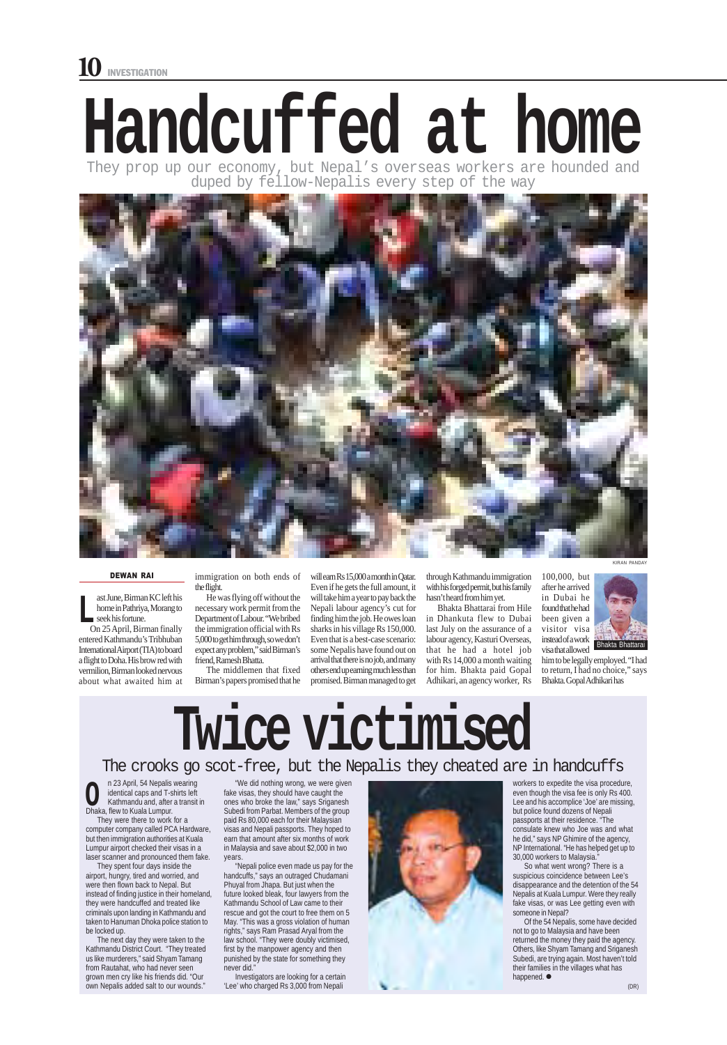# Handcuffed at home

They prop up our economy, but Nepal's overseas workers are hounded and duped by fellow-Nepalis every step of the way

KIRAN PANDAY

**DEWAN RAI**

Last June, Birman KC left his home in Pathriya, Morang to seek his fortune.

On 25 April, Birman finally entered Kathmandu's Tribhuban International Airport (TIA) to board a flight to Doha. His brow red with vermilion, Birman looked nervous about what awaited him at immigration on both ends of the flight.

He was flying off without the necessary work permit from the Department of Labour. "We bribed the immigration official with Rs 5,000 to get him through, so we don't expect any problem," said Birman's friend, Ramesh Bhatta.

The middlemen that fixed Birman's papers promised that he will earn Rs 15,000 a month in Qatar. Even if he gets the full amount, it will take him a year to pay back the Nepali labour agency's cut for finding him the job. He owes loan sharks in his village Rs 150,000. Even that is a best-case scenario: some Nepalis have found out on arrival that there is no job, and many others end up earning much less than promised. Birman managed to get through Kathmandu immigration with his forged permit, but his family hasn't heard from him yet.

Bhakta Bhattarai from Hile in Dhankuta flew to Dubai last July on the assurance of a labour agency, Kasturi Overseas, that he had a hotel job with Rs 14,000 a month waiting for him. Bhakta paid Gopal Adhikari, an agency worker, Rs 100,000, but after he arrived in Dubai he found that he had been given a visitor visa instead of a work visa that allowed him to be legally employed. "I had to return, I had no choice," says Bhakta. Gopal Adhikari has

Bhakta Bhattarai

# Twice victimised

The crooks go scot-free, but the Nepalis they cheated are in handcuffs

On 23 April, 54 Nepalis wearing identical caps and T-shirts left Kathmandu and, after a transit in Dhaka, flew to Kuala Lumpur.

They were there to work for a computer company called PCA Hardware, but then immigration authorities at Kuala Lumpur airport checked their visas in a laser scanner and pronounced them fake.

They spent four days inside the airport, hungry, tired and worried, and were then flown back to Nepal. But instead of finding justice in their homeland, they were handcuffed and treated like criminals upon landing in Kathmandu and taken to Hanuman Dhoka police station to be locked up.

The next day they were taken to the Kathmandu District Court. "They treated us like murderers," said Shyam Tamang from Rautahat, who had never seen grown men cry like his friends did. "Our own Nepalis added salt to our wounds."

"We did nothing wrong, we were given fake visas, they should have caught the ones who broke the law," says Sriganesh Subedi from Parbat. Members of the group paid Rs 80,000 each for their Malaysian visas and Nepali passports. They hoped to earn that amount after six months of work in Malaysia and save about $2,000 in two years.

"Nepali police even made us pay for the handcuffs," says an outraged Chudamani Phuyal from Jhapa. But just when the future looked bleak, four lawyers from the Kathmandu School of Law came to their rescue and got the court to free them on 5 May. "This was a gross violation of human rights," says Ram Prasad Aryal from the law school. "They were doubly victimised, first by the manpower agency and then punished by the state for something they never did."

Investigators are looking for a certain 'Lee' who charged Rs 3,000 from Nepali workers to expedite the visa procedure, even though the visa fee is only Rs 400. Lee and his accomplice 'Joe' are missing, but police found dozens of Nepali passports at their residence. "The consulate knew who Joe was and what he did," says NP Ghimire of the agency, NP International. "He has helped get up to 30,000 workers to Malaysia."

So what went wrong? There is a suspicious coincidence between Lee's disappearance and the detention of the 54 Nepalis at Kuala Lumpur. Were they really fake visas, or was Lee getting even with someone in Nepal?

Of the 54 Nepalis, some have decided not to go to Malaysia and have been returned the money they paid the agency. Others, like Shyam Tamang and Sriganesh Subedi, are trying again. Most haven't told their families in the villages what has happened. ●

(DR)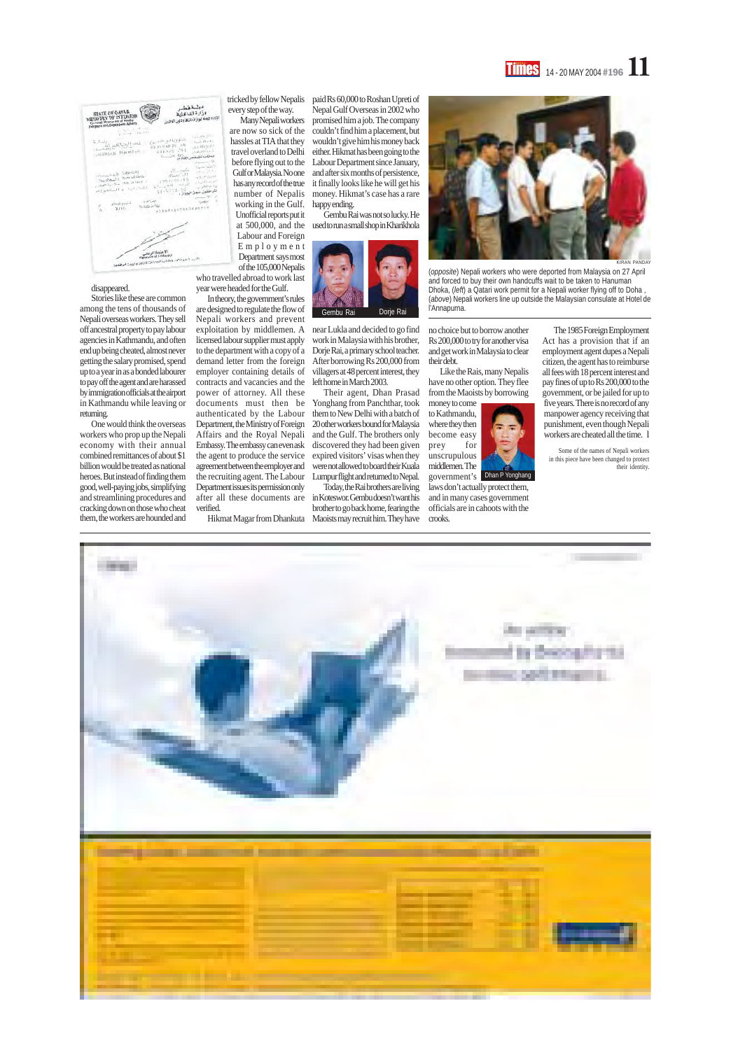disappeared.

Stories like these are common among the tens of thousands of Nepali overseas workers. They sell off ancestral property to pay labour agencies in Kathmandu, and often end up being cheated, almost never getting the salary promised, spend up to a year in as a bonded labourer to pay off the agent and are harassed by immigration officials at the airport in Kathmandu while leaving or returning.

One would think the overseas workers who prop up the Nepali economy with their annual combined remittances of about $1 billion would be treated as national heroes. But instead of finding them good, well-paying jobs, simplifying and streamlining procedures and cracking down on those who cheat them, the workers are hounded and tricked by fellow Nepalis every step of the way.

Many Nepali workers are now so sick of the hassles at TIA that they travel overland to Delhi before flying out to the Gulf or Malaysia. No one has any record of the true number of Nepalis working in the Gulf. Unofficial reports put it at 500,000, and the Labour and Foreign Employment Department says most of the 105,000 Nepalis who travelled abroad to work last year were headed for the Gulf.

In theory, the government's rules are designed to regulate the flow of Nepali workers and prevent exploitation by middlemen. A licensed labour supplier must apply to the department with a copy of a demand letter from the foreign employer containing details of contracts and vacancies and the power of attorney. All these documents must then be authenticated by the Labour Department, the Ministry of Foreign Affairs and the Royal Nepali Embassy. The embassy can even ask the agent to produce the service agreement between the employer and the recruiting agent. The Labour Department issues its permission only after all these documents are verified.

Hikmat Magar from Dhankuta paid Rs 60,000 to Roshan Upreti of Nepal Gulf Overseas in 2002 who promised him a job. The company couldn't find him a placement, but wouldn't give him his money back either. Hikmat has been going to the Labour Department since January, and after six months of persistence, it finally looks like he will get his money. Hikmat's case has a rare happy ending.

Gembu Rai was not so lucky. He used to run a small shop in Kharikhola near Lukla and decided to go find work in Malaysia with his brother, Dorje Rai, a primary school teacher. After borrowing Rs 200,000 from villagers at 48 percent interest, they left home in March 2003.

Gembu Rai | Dorje Rai

Their agent, Dhan Prasad Yonghang from Panchthar, took them to New Delhi with a batch of 20 other workers bound for Malaysia and the Gulf. The brothers only discovered they had been given expired visitors' visas when they were not allowed to board their Kuala Lumpur flight and returned to Nepal.

Today, the Rai brothers are living in Koteswor. Gembu doesn't want his brother to go back home, fearing the Maoists may recruit him. They have no choice but to borrow another Rs 200,000 to try for another visa and get work in Malaysia to clear their debt.

Like the Rais, many Nepalis have no other option. They flee from the Maoists by borrowing money to come to Kathmandu, where they then become easy prey for unscrupulous middlemen. The government's laws don't actually protect them, and in many cases government officials are in cahoots with the crooks.

Dhan P Yonghang

The 1985 Foreign Employment Act has a provision that if an employment agent dupes a Nepali citizen, the agent has to reimburse all fees with 18 percent interest and pay fines of up to Rs 200,000 to the government, or be jailed for up to five years. There is no record of any manpower agency receiving that punishment, even though Nepali workers are cheated all the time. l

*Some of the names of Nepali workers in this piece have been changed to protect their identity.*

KIRAN PANDAY

(*opposite*) Nepali workers who were deported from Malaysia on 27 April and forced to buy their own handcuffs wait to be taken to Hanuman Dhoka, (*left*) a Qatari work permit for a Nepali worker flying off to Doha , (*above*) Nepali workers line up outside the Malaysian consulate at Hotel de l'Annapurna.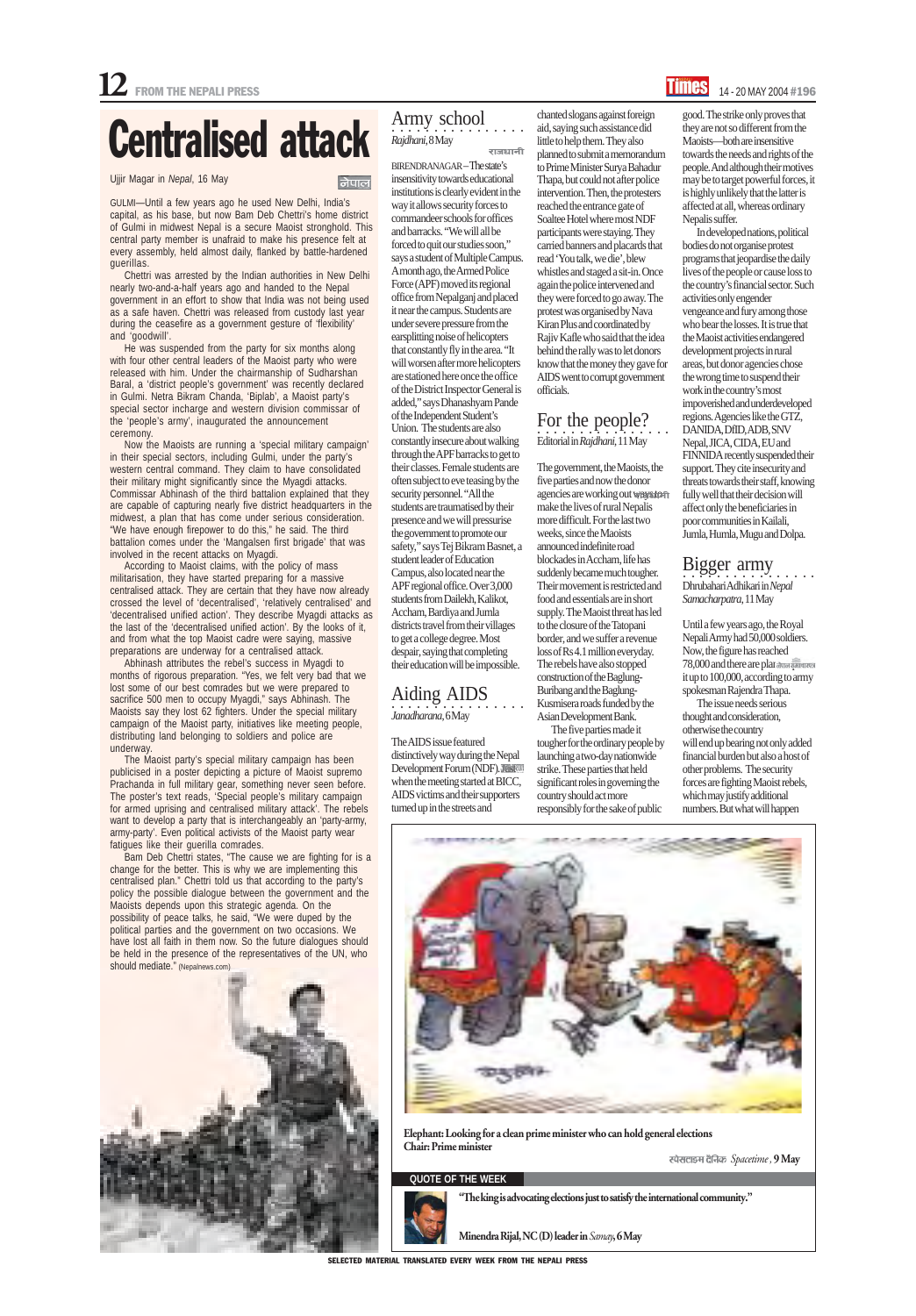# Centralised attack

Ujjir Magar in *Nepal*, 16 May

नेपाल

GULMI—Until a few years ago he used New Delhi, India's capital, as his base, but now Bam Deb Chettri's home district of Gulmi in midwest Nepal is a secure Maoist stronghold. This central party member is unafraid to make his presence felt at every assembly, held almost daily, flanked by battle-hardened guerillas.

Chettri was arrested by the Indian authorities in New Delhi nearly two-and-a-half years ago and handed to the Nepal government in an effort to show that India was not being used as a safe haven. Chettri was released from custody last year during the ceasefire as a government gesture of 'flexibility' and 'goodwill'.

He was suspended from the party for six months along with four other central leaders of the Maoist party who were released with him. Under the chairmanship of Sudharshan Baral, a 'district people's government' was recently declared in Gulmi. Netra Bikram Chanda, 'Biplab', a Maoist party's special sector incharge and western division commissar of the 'people's army', inaugurated the announcement ceremony.

Now the Maoists are running a 'special military campaign' in their special sectors, including Gulmi, under the party's western central command. They claim to have consolidated their military might significantly since the Myagdi attacks. Commissar Abhinash of the third battalion explained that they are capable of capturing nearly five district headquarters in the midwest, a plan that has come under serious consideration. "We have enough firepower to do this," he said. The third battalion comes under the 'Mangalsen first brigade' that was involved in the recent attacks on Myagdi.

According to Maoist claims, with the policy of mass militarisation, they have started preparing for a massive centralised attack. They are certain that they have now already crossed the level of 'decentralised', 'relatively centralised' and 'decentralised unified action'. They describe Myagdi attacks as the last of the 'decentralised unified action'. By the looks of it, and from what the top Maoist cadre were saying, massive preparations are underway for a centralised attack.

Abhinash attributes the rebel's success in Myagdi to months of rigorous preparation. "Yes, we felt very bad that we lost some of our best comrades but we were prepared to sacrifice 500 men to occupy Myagdi," says Abhinash. The Maoists say they lost 62 fighters. Under the special military campaign of the Maoist party, initiatives like meeting people, distributing land belonging to soldiers and police are underway.

The Maoist party's special military campaign has been publicised in a poster depicting a picture of Maoist supremo Prachanda in full military gear, something never seen before. The poster's text reads, 'Special people's military campaign for armed uprising and centralised military attack'. The rebels want to develop a party that is interchangeably an 'party-army, army-party'. Even political activists of the Maoist party wear fatigues like their guerilla comrades.

Bam Deb Chettri states, "The cause we are fighting for is a change for the better. This is why we are implementing this centralised plan." Chettri told us that according to the party's policy the possible dialogue between the government and the Maoists depends upon this strategic agenda. On the possibility of peace talks, he said, "We were duped by the political parties and the government on two occasions. We have lost all faith in them now. So the future dialogues should be held in the presence of the representatives of the UN, who should mediate." (Nepalnews.com)

## Army school

*Rajdhani*, 8 May

राजधानी

BIRENDRANAGAR – The state's insensitivity towards educational institutions is clearly evident in the way it allows security forces to commandeer schools for offices and barracks. "We will all be forced to quit our studies soon," says a student of Multiple Campus. A month ago, the Armed Police Force (APF) moved its regional office from Nepalganj and placed it near the campus. Students are under severe pressure from the earsplitting noise of helicopters that constantly fly in the area. "It will worsen after more helicopters are stationed here once the office of the District Inspector General is added," says Dhanashyam Pande of the Independent Student's Union. The students are also constantly insecure about walking through the APF barracks to get to their classes. Female students are often subject to eve teasing by the security personnel. "All the students are traumatised by their presence and we will pressurise the government to promote our safety," says Tej Bikram Basnet, a student leader of Education Campus, also located near the APF regional office. Over 3,000 students from Dailekh, Kalikot, Accham, Bardiya and Jumla districts travel from their villages to get a college degree. Most despair, saying that completing their education will be impossible.

## Aiding AIDS

*Janadharana*, 6 May

The AIDS issue featured distinctively way during the Nepal Development Forum (NDF). जनधारणा when the meeting started at BICC, AIDS victims and their supporters turned up in the streets and chanted slogans against foreign aid, saying such assistance did little to help them. They also planned to submit a memorandum to Prime Minister Surya Bahadur Thapa, but could not after police intervention. Then, the protesters reached the entrance gate of Soaltee Hotel where most NDF participants were staying. They carried banners and placards that read 'You talk, we die', blew whistles and staged a sit-in. Once again the police intervened and they were forced to go away. The protest was organised by Nava Kiran Plus and coordinated by Rajiv Kafle who said that the idea behind the rally was to let donors know that the money they gave for AIDS went to corrupt government officials.

## For the people?

Editorial in *Rajdhani*, 11 May

The government, the Maoists, the five parties and now the donor agencies are working out राजधानी make the lives of rural Nepalis more difficult. For the last two weeks, since the Maoists announced indefinite road blockades in Accham, life has suddenly became much tougher. Their movement is restricted and food and essentials are in short supply. The Maoist threat has led to the closure of the Tatopani border, and we suffer a revenue loss of Rs 4.1 million everyday. The rebels have also stopped construction of the Baglung-Buribang and the Baglung-Kusmisera roads funded by the Asian Development Bank.

The five parties made it tougher for the ordinary people by launching a two-day nationwide strike. These parties that held significant roles in governing the country should act more responsibly for the sake of public good. The strike only proves that they are not so different from the Maoists—both are insensitive towards the needs and rights of the people. And although their motives may be to target powerful forces, it is highly unlikely that the latter is affected at all, whereas ordinary Nepalis suffer.

In developed nations, political bodies do not organise protest programs that jeopardise the daily lives of the people or cause loss to the country's financial sector. Such activities only engender vengeance and fury among those who bear the losses. It is true that the Maoist activities endangered development projects in rural areas, but donor agencies chose the wrong time to suspend their work in the country's most impoverished and underdeveloped regions. Agencies like the GTZ, DANIDA, DfID, ADB, SNV Nepal, JICA, CIDA, EU and FINNIDA recently suspended their support. They cite insecurity and threats towards their staff, knowing fully well that their decision will affect only the beneficiaries in poor communities in Kailali, Jumla, Humla, Mugu and Dolpa.

## Bigger army

Dhrubahari Adhikari in *Nepal Samacharpatra*, 11 May

Until a few years ago, the Royal Nepali Army had 50,000 soldiers. Now, the figure has reached 78,000 and there are plan नेपाल समाचारपत्र it up to 100,000, according to army spokesman Rajendra Thapa.

The issue needs serious thought and consideration, otherwise the country will end up bearing not only added financial burden but also a host of other problems. The security forces are fighting Maoist rebels, which may justify additional numbers. But what will happen

**Elephant: Looking for a clean prime minister who can hold general elections**
**Chair: Prime minister**

स्पेसटाइम दैनिक *Spacetime*, **9 May**

### QUOTE OF THE WEEK

**"The king is advocating elections just to satisfy the international community."**

**Minendra Rijal, NC (D) leader in *Samay*, 6 May**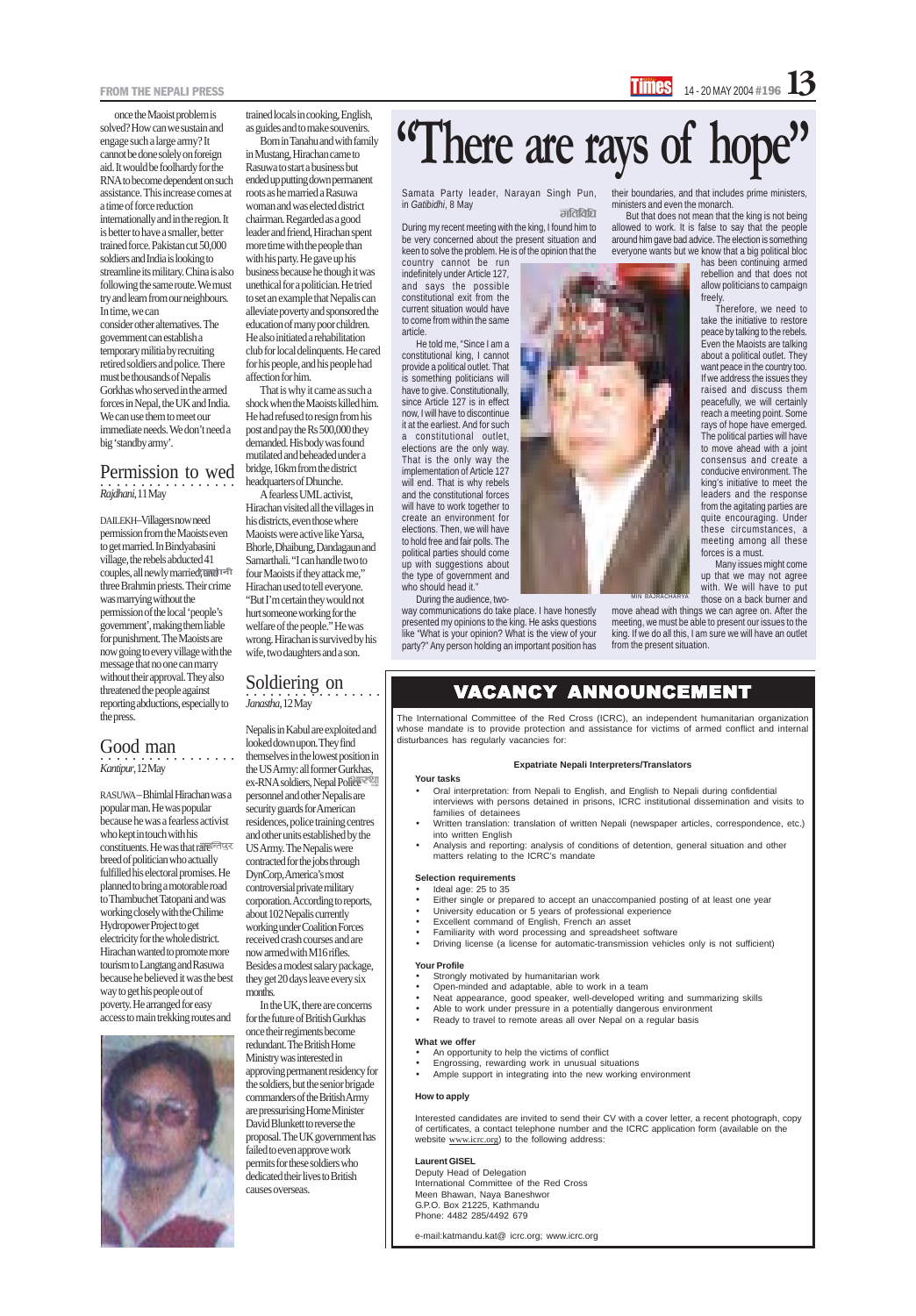once the Maoist problem is solved? How can we sustain and engage such a large army? It cannot be done solely on foreign aid. It would be foolhardy for the RNA to become dependent on such assistance. This increase comes at a time of force reduction internationally and in the region. It is better to have a smaller, better trained force. Pakistan cut 50,000 soldiers and India is looking to streamline its military. China is also following the same route. We must try and learn from our neighbours. In time, we can consider other alternatives. The government can establish a temporary militia by recruiting retired soldiers and police. There must be thousands of Nepalis Gorkhas who served in the armed forces in Nepal, the UK and India. We can use them to meet our immediate needs. We don't need a big 'standby army'.

## Permission to wed

*Rajdhani*, 11 May

DAILEKH–Villagers now need permission from the Maoists even to get married. In Bindyabasini village, the rebels abducted 41 couples, all newly married, and three Brahmin priests. Their crime was marrying without the permission of the local 'people's government', making them liable for punishment. The Maoists are now going to every village with the message that no one can marry without their approval. They also threatened the people against reporting abductions, especially to the press.

## Good man

*Kantipur*, 12 May

RASUWA – Bhimlal Hirachan was a popular man. He was popular because he was a fearless activist who kept in touch with his constituents. He was that rare breed of politician who actually fulfilled his electoral promises. He planned to bring a motorable road to Thambuchet Tatopani and was working closely with the Chilime Hydropower Project to get electricity for the whole district. Hirachan wanted to promote more tourism to Langtang and Rasuwa because he believed it was the best way to get his people out of poverty. He arranged for easy access to main trekking routes and trained locals in cooking, English, as guides and to make souvenirs.

Born in Tanahu and with family in Mustang, Hirachan came to Rasuwa to start a business but ended up putting down permanent roots as he married a Rasuwa woman and was elected district chairman. Regarded as a good leader and friend, Hirachan spent more time with the people than with his party. He gave up his business because he though it was unethical for a politician. He tried to set an example that Nepalis can alleviate poverty and sponsored the education of many poor children. He also initiated a rehabilitation club for local delinquents. He cared for his people, and his people had affection for him.

That is why it came as such a shock when the Maoists killed him. He had refused to resign from his post and pay the Rs 500,000 they demanded. His body was found mutilated and beheaded under a bridge, 16km from the district headquarters of Dhunche.

A fearless UML activist, Hirachan visited all the villages in his districts, even those where Maoists were active like Yarsa, Bhorle, Dhaibung, Dandagaun and Samarthali. "I can handle two to four Maoists if they attack me," Hirachan used to tell everyone. "But I'm certain they would not hurt someone working for the welfare of the people." He was wrong. Hirachan is survived by his wife, two daughters and a son.

## Soldiering on

*Janastha*, 12 May

Nepalis in Kabul are exploited and looked down upon. They find themselves in the lowest position in the US Army: all former Gurkhas, ex-RNA soldiers, Nepal Police personnel and other Nepalis are security guards for American residences, police training centres and other units established by the US Army. The Nepalis were contracted for the jobs through DynCorp, America's most controversial private military corporation. According to reports, about 102 Nepalis currently working under Coalition Forces received crash courses and are now armed with M16 rifles. Besides a modest salary package, they get 20 days leave every six months.

In the UK, there are concerns for the future of British Gurkhas once their regiments become redundant. The British Home Ministry was interested in approving permanent residency for the soldiers, but the senior brigade commanders of the British Army are pressurising Home Minister David Blunkett to reverse the proposal. The UK government has failed to even approve work permits for these soldiers who dedicated their lives to British causes overseas.

# "There are rays of hope"

Samata Party leader, Narayan Singh Pun, in *Gatibidhi*, 8 May

During my recent meeting with the king, I found him to be very concerned about the present situation and keen to solve the problem. He is of the opinion that the country cannot be run indefinitely under Article 127, and says the possible constitutional exit from the current situation would have to come from within the same article.

He told me, "Since I am a constitutional king, I cannot provide a political outlet. That is something politicians will have to give. Constitutionally, since Article 127 is in effect now, I will have to discontinue it at the earliest. And for such a constitutional outlet, elections are the only way. That is the only way the implementation of Article 127 will end. That is why rebels and the constitutional forces will have to work together to create an environment for elections. Then, we will have to hold free and fair polls. The political parties should come up with suggestions about the type of government and who should head it."

During the audience, two-way communications do take place. I have honestly presented my opinions to the king. He asks questions like "What is your opinion? What is the view of your party?" Any person holding an important position has their boundaries, and that includes prime ministers, ministers and even the monarch.

But that does not mean that the king is not being allowed to work. It is false to say that the people around him gave bad advice. The election is something everyone wants but we know that a big political bloc has been continuing armed rebellion and that does not allow politicians to campaign freely.

Therefore, we need to take the initiative to restore peace by talking to the rebels. Even the Maoists are talking about a political outlet. They want peace in the country too. If we address the issues they raised and discuss them peacefully, we will certainly reach a meeting point. Some rays of hope have emerged. The political parties will have to move ahead with a joint consensus and create a conducive environment. The king's initiative to meet the leaders and the response from the agitating parties are quite encouraging. Under these circumstances, a meeting among all these forces is a must.

Many issues might come up that we may not agree with. We will have to put those on a back burner and move ahead with things we can agree on. After the meeting, we must be able to present our issues to the king. If we do all this, I am sure we will have an outlet from the present situation.

MIN BAJRACHARYA

## VACANCY ANNOUNCEMENT

The International Committee of the Red Cross (ICRC), an independent humanitarian organization whose mandate is to provide protection and assistance for victims of armed conflict and internal disturbances has regularly vacancies for:

**Expatriate Nepali Interpreters/Translators**

**Your tasks**

- Oral interpretation: from Nepali to English, and English to Nepali during confidential interviews with persons detained in prisons, ICRC institutional dissemination and visits to families of detainees
- Written translation: translation of written Nepali (newspaper articles, correspondence, etc.) into written English
- Analysis and reporting: analysis of conditions of detention, general situation and other matters relating to the ICRC's mandate

**Selection requirements**

- Ideal age: 25 to 35
- Either single or prepared to accept an unaccompanied posting of at least one year
- University education or 5 years of professional experience
- Excellent command of English, French an asset
- Familiarity with word processing and spreadsheet software
- Driving license (a license for automatic-transmission vehicles only is not sufficient)

**Your Profile**

- Strongly motivated by humanitarian work
- Open-minded and adaptable, able to work in a team
- Neat appearance, good speaker, well-developed writing and summarizing skills
- Able to work under pressure in a potentially dangerous environment
- Ready to travel to remote areas all over Nepal on a regular basis

**What we offer**

- An opportunity to help the victims of conflict
- Engrossing, rewarding work in unusual situations
- Ample support in integrating into the new working environment

**How to apply**

Interested candidates are invited to send their CV with a cover letter, a recent photograph, copy of certificates, a contact telephone number and the ICRC application form (available on the website www.icrc.org) to the following address:

**Laurent GISEL**
Deputy Head of Delegation
International Committee of the Red Cross
Meen Bhawan, Naya Baneshwor
G.P.O. Box 21225, Kathmandu
Phone: 4482 285/4492 679

e-mail:katmandu.kat@ icrc.org; www.icrc.org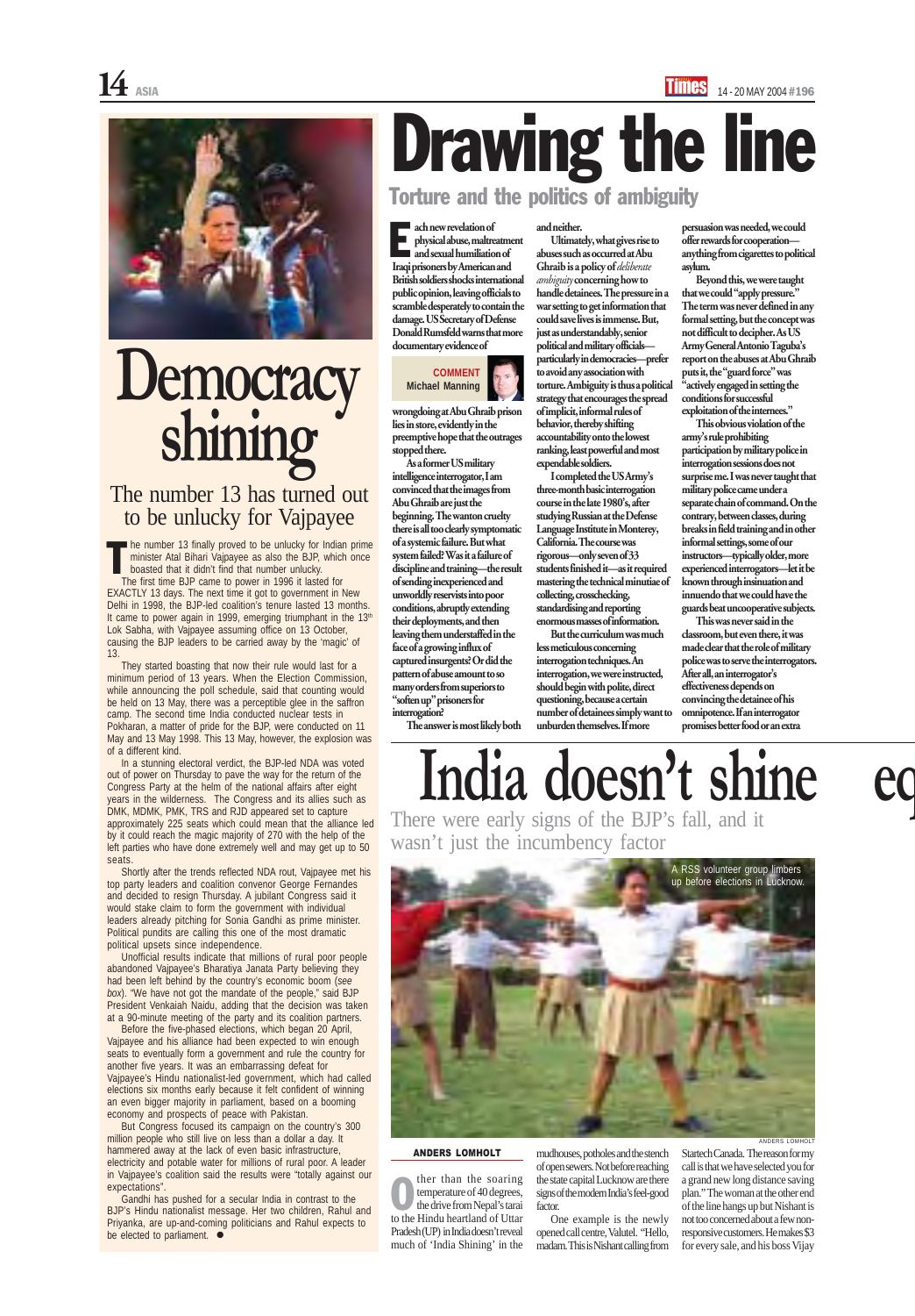# Democracy shining

## The number 13 has turned out to be unlucky for Vajpayee

The number 13 finally proved to be unlucky for Indian prime minister Atal Bihari Vajpayee as also the BJP, which once boasted that it didn't find that number unlucky.

The first time BJP came to power in 1996 it lasted for EXACTLY 13 days. The next time it got to government in New Delhi in 1998, the BJP-led coalition's tenure lasted 13 months. It came to power again in 1999, emerging triumphant in the 13th Lok Sabha, with Vajpayee assuming office on 13 October, causing the BJP leaders to be carried away by the 'magic' of 13.

They started boasting that now their rule would last for a minimum period of 13 years. When the Election Commission, while announcing the poll schedule, said that counting would be held on 13 May, there was a perceptible glee in the saffron camp. The second time India conducted nuclear tests in Pokharan, a matter of pride for the BJP, were conducted on 11 May and 13 May 1998. This 13 May, however, the explosion was of a different kind.

In a stunning electoral verdict, the BJP-led NDA was voted out of power on Thursday to pave the way for the return of the Congress Party at the helm of the national affairs after eight years in the wilderness. The Congress and its allies such as DMK, MDMK, PMK, TRS and RJD appeared set to capture approximately 225 seats which could mean that the alliance led by it could reach the magic majority of 270 with the help of the left parties who have done extremely well and may get up to 50 seats.

Shortly after the trends reflected NDA rout, Vajpayee met his top party leaders and coalition convenor George Fernandes and decided to resign Thursday. A jubilant Congress said it would stake claim to form the government with individual leaders already pitching for Sonia Gandhi as prime minister. Political pundits are calling this one of the most dramatic political upsets since independence.

Unofficial results indicate that millions of rural poor people abandoned Vajpayee's Bharatiya Janata Party believing they had been left behind by the country's economic boom (*see box*). "We have not got the mandate of the people," said BJP President Venkaiah Naidu, adding that the decision was taken at a 90-minute meeting of the party and its coalition partners.

Before the five-phased elections, which began 20 April, Vajpayee and his alliance had been expected to win enough seats to eventually form a government and rule the country for another five years. It was an embarrassing defeat for Vajpayee's Hindu nationalist-led government, which had called elections six months early because it felt confident of winning an even bigger majority in parliament, based on a booming economy and prospects of peace with Pakistan.

But Congress focused its campaign on the country's 300 million people who still live on less than a dollar a day. It hammered away at the lack of even basic infrastructure, electricity and potable water for millions of rural poor. A leader in Vajpayee's coalition said the results were "totally against our expectations".

Gandhi has pushed for a secular India in contrast to the BJP's Hindu nationalist message. Her two children, Rahul and Priyanka, are up-and-coming politicians and Rahul expects to be elected to parliament. ●

# Drawing the line

## Torture and the politics of ambiguity

COMMENT
Michael Manning

**Each new revelation of physical abuse, maltreatment and sexual humiliation of Iraqi prisoners by American and British soldiers shocks international public opinion, leaving officials to scramble desperately to contain the damage. US Secretary of Defense Donald Rumsfeld warns that more documentary evidence of wrongdoing at Abu Ghraib prison lies in store, evidently in the preemptive hope that the outrages stopped there.**

**As a former US military intelligence interrogator, I am convinced that the images from Abu Ghraib are just the beginning. The wanton cruelty there is all too clearly symptomatic of a systemic failure. But what system failed? Was it a failure of discipline and training—the result of sending inexperienced and unworldly reservists into poor conditions, abruptly extending their deployments, and then leaving them understaffed in the face of a growing influx of captured insurgents? Or did the pattern of abuse amount to so many orders from superiors to "soften up" prisoners for interrogation?**

**The answer is most likely both and neither.**

**Ultimately, what gives rise to abuses such as occurred at Abu Ghraib is a policy of *deliberate ambiguity* concerning how to handle detainees. The pressure in a war setting to get information that could save lives is immense. But, just as understandably, senior political and military officials—particularly in democracies—prefer to avoid any association with torture. Ambiguity is thus a political strategy that encourages the spread of implicit, informal rules of behavior, thereby shifting accountability onto the lowest ranking, least powerful and most expendable soldiers.**

**I completed the US Army's three-month basic interrogation course in the late 1980's, after studying Russian at the Defense Language Institute in Monterey, California. The course was rigorous—only seven of 33 students finished it—as it required mastering the technical minutiae of collecting, crosschecking, standardising and reporting enormous masses of information.**

**But the curriculum was much less meticulous concerning interrogation techniques. An interrogation, we were instructed, should begin with polite, direct questioning, because a certain number of detainees simply want to unburden themselves. If more persuasion was needed, we could offer rewards for cooperation—anything from cigarettes to political asylum.**

**Beyond this, we were taught that we could "apply pressure." The term was never defined in any formal setting, but the concept was not difficult to decipher. As US Army General Antonio Taguba's report on the abuses at Abu Ghraib puts it, the "guard force" was "actively engaged in setting the conditions for successful exploitation of the internees."**

**This obvious violation of the army's rule prohibiting participation by military police in interrogation sessions does not surprise me. I was never taught that military police came under a separate chain of command. On the contrary, between classes, during breaks in field training and in other informal settings, some of our instructors—typically older, more experienced interrogators—let it be known through insinuation and innuendo that we could have the guards beat uncooperative subjects.**

**This was never said in the classroom, but even there, it was made clear that the role of military police was to serve the interrogators. After all, an interrogator's effectiveness depends on convincing the detainee of his omnipotence. If an interrogator promises better food or an extra**

# India doesn't shine

## There were early signs of the BJP's fall, and it wasn't just the incumbency factor

A RSS volunteer group limbers up before elections in Lucknow.

ANDERS LOMHOLT

**ANDERS LOMHOLT**

Other than the soaring temperature of 40 degrees, the drive from Nepal's tarai to the Hindu heartland of Uttar Pradesh (UP) in India doesn't reveal much of 'India Shining' in the mudhouses, potholes and the stench of open sewers. Not before reaching the state capital Lucknow are there signs of the modern India's feel-good factor.

One example is the newly opened call centre, Valutel. "Hello, madam. This is Nishant calling from Startech Canada. The reason for my call is that we have selected you for a grand new long distance saving plan." The woman at the other end of the line hangs up but Nishant is not too concerned about a few non-responsive customers. He makes $3 for every sale, and his boss Vijay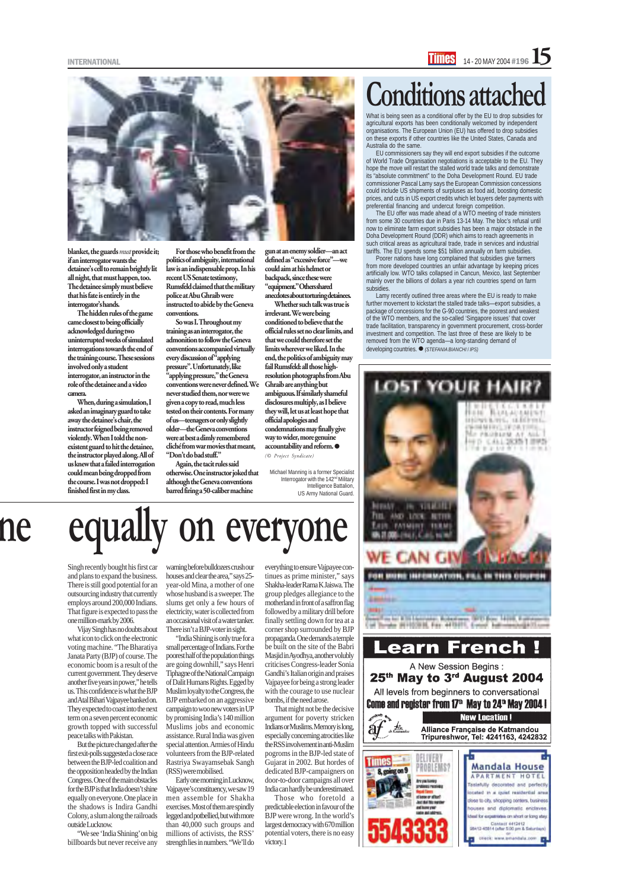blanket, the guards *must* provide it; if an interrogator wants the detainee's cell to remain brightly lit all night, that must happen, too. The detainee simply must believe that his fate is entirely in the interrogator's hands.

The hidden rules of the game came closest to being officially acknowledged during two uninterrupted weeks of simulated interrogations towards the end of the training course. These sessions involved only a student interrogator, an instructor in the role of the detainee and a video camera.

When, during a simulation, I asked an imaginary guard to take away the detainee's chair, the instructor feigned being removed violently. When I told the non-existent guard to hit the detainee, the instructor played along. All of us knew that a failed interrogation could mean being dropped from the course. I was not dropped: I finished first in my class.

For those who benefit from the politics of ambiguity, international law is an indispensable prop. In his recent US Senate testimony, Rumsfeld claimed that the military police at Abu Ghraib were instructed to abide by the Geneva conventions.

So was I. Throughout my training as an interrogator, the admonition to follow the Geneva conventions accompanied virtually every discussion of "applying pressure". Unfortunately, like "applying pressure," the Geneva conventions were never defined. We never studied them, nor were we given a copy to read, much less tested on their contents. For many of us—teenagers or only slightly older—the Geneva conventions were at best a dimly remembered cliché from war movies that meant, "Don't do bad stuff."

Again, the tacit rules said otherwise. One instructor joked that although the Geneva conventions barred firing a 50-caliber machine gun at an enemy soldier—an act defined as "excessive force"—we could aim at his helmet or backpack, since these were "equipment." Others shared anecdotes about torturing detainees.

Whether such talk was true is irrelevant. We were being conditioned to believe that the official rules set no clear limits, and that we could therefore set the limits wherever we liked. In the end, the politics of ambiguity may fail Rumsfeld: all those high-resolution photographs from Abu Ghraib are anything but ambiguous. If similarly shameful disclosures multiply, as I believe they will, let us at least hope that official apologies and condemnations may finally give way to wider, more genuine accountability and reform. ●

*(© Project Syndicate)*

Michael Manning is a former Specialist Interrogator with the 142nd Military Intelligence Battalion, US Army National Guard.

# Conditions attached

What is being seen as a conditional offer by the EU to drop subsidies for agricultural exports has been conditionally welcomed by independent organisations. The European Union (EU) has offered to drop subsidies on these exports if other countries like the United States, Canada and Australia do the same.

EU commissioners say they will end export subsidies if the outcome of World Trade Organisation negotiations is acceptable to the EU. They hope the move will restart the stalled world trade talks and demonstrate its "absolute commitment" to the Doha Development Round. EU trade commissioner Pascal Lamy says the European Commission concessions could include US shipments of surpluses as food aid, boosting domestic prices, and cuts in US export credits which let buyers defer payments with preferential financing and undercut foreign competition.

The EU offer was made ahead of a WTO meeting of trade ministers from some 30 countries due in Paris 13-14 May. The bloc's refusal until now to eliminate farm export subsidies has been a major obstacle in the Doha Development Round (DDR) which aims to reach agreements in such critical areas as agricultural trade, trade in services and industrial tariffs. The EU spends some $51 billion annually on farm subsidies.

Poorer nations have long complained that subsidies give farmers from more developed countries an unfair advantage by keeping prices artificially low. WTO talks collapsed in Cancun, Mexico, last September mainly over the billions of dollars a year rich countries spend on farm subsidies.

Lamy recently outlined three areas where the EU is ready to make further movement to kickstart the stalled trade talks—export subsidies, a package of concessions for the G-90 countries, the poorest and weakest of the WTO members, and the so-called 'Singapore issues' that cover trade facilitation, transparency in government procurement, cross-border investment and competition. The last three of these are likely to be removed from the WTO agenda—a long-standing demand of developing countries. ● *(STEFANIA BIANCHI / IPS)*

# ...ne equally on everyone

Singh recently bought his first car and plans to expand the business. There is still good potential for an outsourcing industry that currently employs around 200,000 Indians. That figure is expected to pass the one million-mark by 2006.

Vijay Singh has no doubts about what icon to click on the electronic voting machine. "The Bharatiya Janata Party (BJP) of course. The economic boom is a result of the current government. They deserve another five years in power," he tells us. This confidence is what the BJP and Atal Bihari Vajpayee banked on. They expected to coast into the next term on a seven percent economic growth topped with successful peace talks with Pakistan.

But the picture changed after the first exit-polls suggested a close race between the BJP-led coalition and the opposition headed by the Indian Congress. One of the main obstacles for the BJP is that India doesn't shine equally on everyone. One place in the shadows is Indira Gandhi Colony, a slum along the railroads outside Lucknow.

"We see 'India Shining' on big billboards but never receive any warning before bulldozers crush our houses and clear the area," says 25-year-old Mina, a mother of one whose husband is a sweeper. The slums get only a few hours of electricity, water is collected from an occasional visit of a water tanker. There isn't a BJP-voter in sight.

"India Shining is only true for a small percentage of Indians. For the poorest half of the population things are going downhill," says Henri Tiphagne of the National Campaign of Dalit Humans Rights. Egged by Muslim loyalty to the Congress, the BJP embarked on an aggressive campaign to woo new voters in UP by promising India's 140 million Muslims jobs and economic assistance. Rural India was given special attention. Armies of Hindu volunteers from the BJP-related Rastriya Swayamsebak Sangh (RSS) were mobilised.

Early one morning in Lucknow, Vajpayee's constituency, we saw 19 men assemble for Shakha exercises. Most of them are spindly legged and potbellied, but with more than 40,000 such groups and millions of activists, the RSS' strength lies in numbers. "We'll do everything to ensure Vajpayee continues as prime minister," says Shakha-leader Rama K Jaiswa. The group pledges allegiance to the motherland in front of a saffron flag followed by a military drill before finally settling down for tea at a corner shop surrounded by BJP propaganda. One demands a temple be built on the site of the Babri Masjid in Ayodhya, another volubly criticises Congress-leader Sonia Gandhi's Italian origin and praises Vajpayee for being a strong leader with the courage to use nuclear bombs, if the need arose.

That might not be the decisive argument for poverty stricken Indians or Muslims. Memory is long, especially concerning atrocities like the RSS involvement in anti-Muslim pogroms in the BJP-led state of Gujarat in 2002. But hordes of dedicated BJP-campaigners on door-to-door campaigns all over India can hardly be underestimated.

Those who foretold a predictable election in favour of the BJP were wrong. In the world's largest democracy with 670 million potential voters, there is no easy victory.

LOST YOUR HAIR?

WE CAN GIVE IT BACK!

FOR MORE INFORMATION, FILL IN THIS COUPON

# Learn French !

A New Session Begins :

**25th May to 3rd August 2004**

All levels from beginners to conversational

**Come and register from 17th May to 24th May 2004 !**

**New Location !**

**Alliance Française de Katmandou**
**Tripureshwor, Tel: 4241163, 4242832**

Times
8, going on 9

DELIVERY PROBLEMS?

5543333

**Mandala House**
APARTMENT HOTEL

Tastefully decorated and perfectly located in a quiet residential area close to city, shopping centers, business houses and diplomatic enclaves. Ideal for expatriates on short or long stay.

Contact 4412412
98412-45814 (after 5:00 pm & Saturdays)
or
check: www.mandala.com